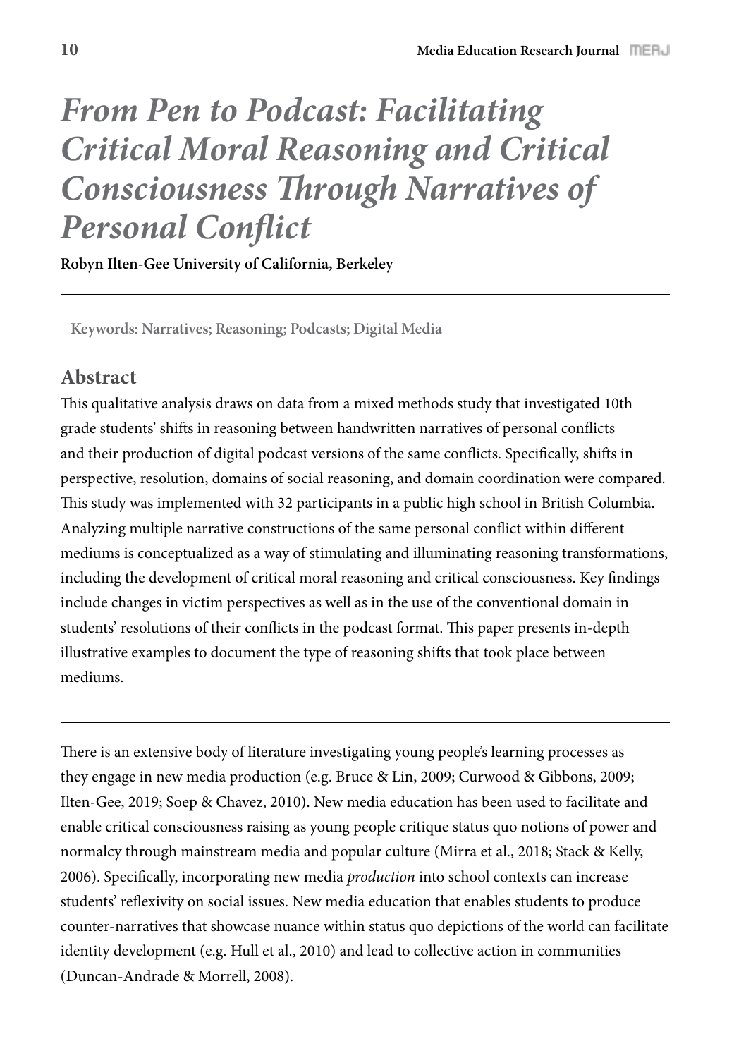# *From Pen to Podcast: Facilitating Critical Moral Reasoning and Critical Consciousness Through Narratives of Personal Conflict*

**Robyn Ilten-Gee University of California, Berkeley**

**Keywords: Narratives; Reasoning; Podcasts; Digital Media**

## Abstract

This qualitative analysis draws on data from a mixed methods study that investigated 10th grade students' shifts in reasoning between handwritten narratives of personal conflicts and their production of digital podcast versions of the same conflicts. Specifically, shifts in perspective, resolution, domains of social reasoning, and domain coordination were compared. This study was implemented with 32 participants in a public high school in British Columbia. Analyzing multiple narrative constructions of the same personal conflict within different mediums is conceptualized as a way of stimulating and illuminating reasoning transformations, including the development of critical moral reasoning and critical consciousness. Key findings include changes in victim perspectives as well as in the use of the conventional domain in students' resolutions of their conflicts in the podcast format. This paper presents in-depth illustrative examples to document the type of reasoning shifts that took place between mediums.

---

There is an extensive body of literature investigating young people's learning processes as they engage in new media production (e.g. Bruce & Lin, 2009; Curwood & Gibbons, 2009; Ilten-Gee, 2019; Soep & Chavez, 2010). New media education has been used to facilitate and enable critical consciousness raising as young people critique status quo notions of power and normalcy through mainstream media and popular culture (Mirra et al., 2018; Stack & Kelly, 2006). Specifically, incorporating new media *production* into school contexts can increase students' reflexivity on social issues. New media education that enables students to produce counter-narratives that showcase nuance within status quo depictions of the world can facilitate identity development (e.g. Hull et al., 2010) and lead to collective action in communities (Duncan-Andrade & Morrell, 2008).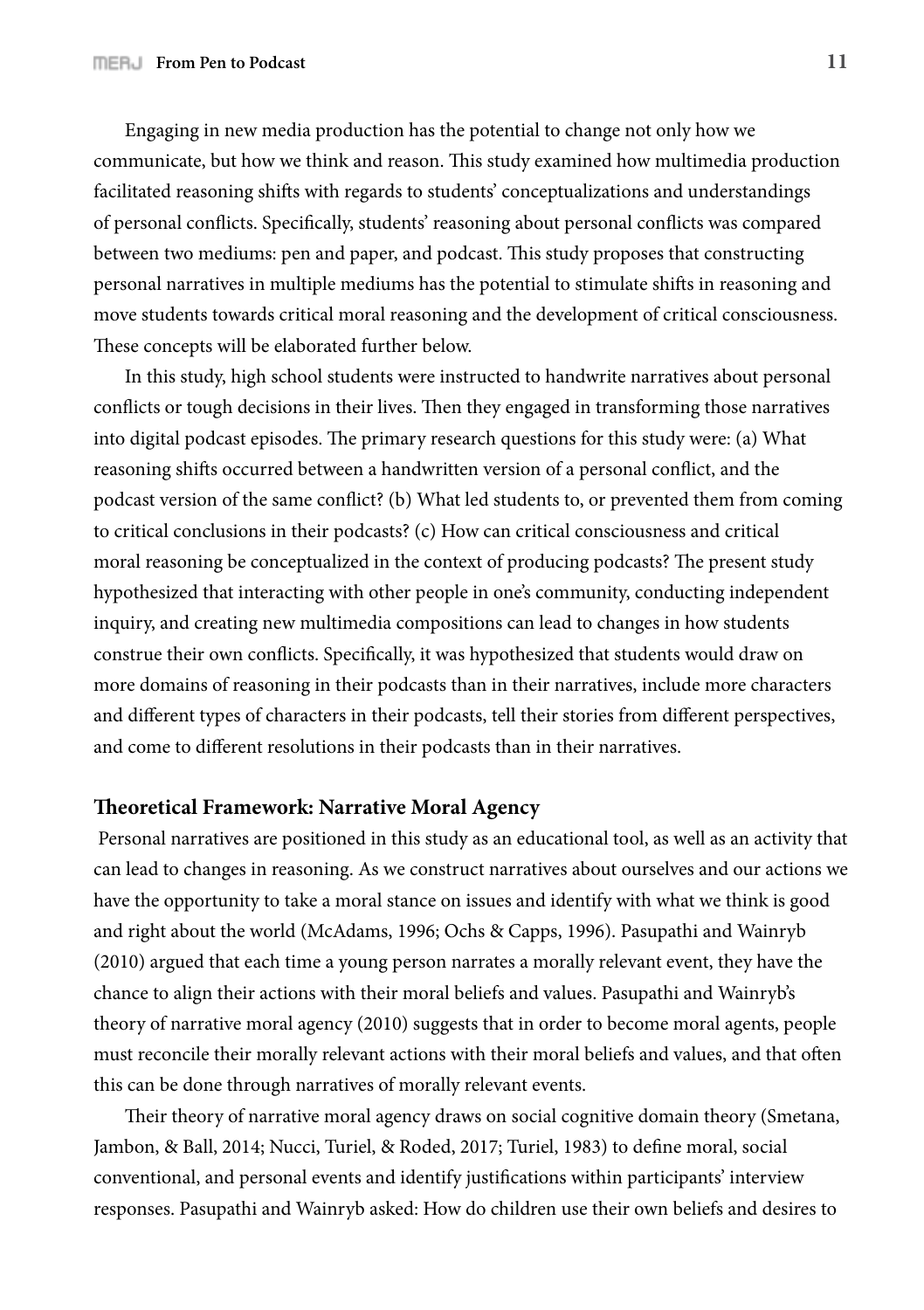Engaging in new media production has the potential to change not only how we communicate, but how we think and reason. This study examined how multimedia production facilitated reasoning shifts with regards to students' conceptualizations and understandings of personal conflicts. Specifically, students' reasoning about personal conflicts was compared between two mediums: pen and paper, and podcast. This study proposes that constructing personal narratives in multiple mediums has the potential to stimulate shifts in reasoning and move students towards critical moral reasoning and the development of critical consciousness. These concepts will be elaborated further below.

In this study, high school students were instructed to handwrite narratives about personal conflicts or tough decisions in their lives. Then they engaged in transforming those narratives into digital podcast episodes. The primary research questions for this study were: (a) What reasoning shifts occurred between a handwritten version of a personal conflict, and the podcast version of the same conflict? (b) What led students to, or prevented them from coming to critical conclusions in their podcasts? (c) How can critical consciousness and critical moral reasoning be conceptualized in the context of producing podcasts? The present study hypothesized that interacting with other people in one's community, conducting independent inquiry, and creating new multimedia compositions can lead to changes in how students construe their own conflicts. Specifically, it was hypothesized that students would draw on more domains of reasoning in their podcasts than in their narratives, include more characters and different types of characters in their podcasts, tell their stories from different perspectives, and come to different resolutions in their podcasts than in their narratives.

## Theoretical Framework: Narrative Moral Agency

Personal narratives are positioned in this study as an educational tool, as well as an activity that can lead to changes in reasoning. As we construct narratives about ourselves and our actions we have the opportunity to take a moral stance on issues and identify with what we think is good and right about the world (McAdams, 1996; Ochs & Capps, 1996). Pasupathi and Wainryb (2010) argued that each time a young person narrates a morally relevant event, they have the chance to align their actions with their moral beliefs and values. Pasupathi and Wainryb's theory of narrative moral agency (2010) suggests that in order to become moral agents, people must reconcile their morally relevant actions with their moral beliefs and values, and that often this can be done through narratives of morally relevant events.

Their theory of narrative moral agency draws on social cognitive domain theory (Smetana, Jambon, & Ball, 2014; Nucci, Turiel, & Roded, 2017; Turiel, 1983) to define moral, social conventional, and personal events and identify justifications within participants' interview responses. Pasupathi and Wainryb asked: How do children use their own beliefs and desires to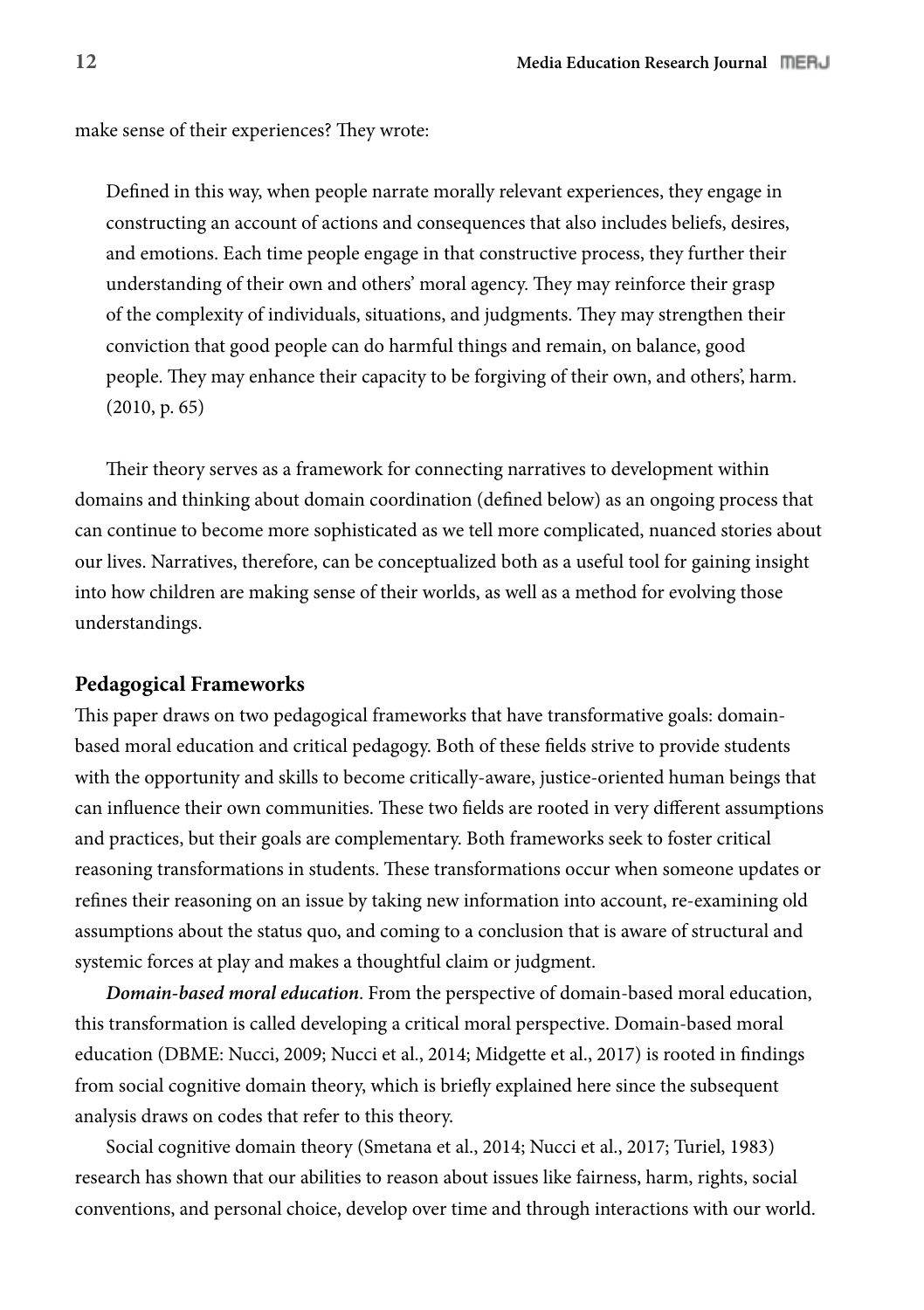make sense of their experiences? They wrote:

> Defined in this way, when people narrate morally relevant experiences, they engage in constructing an account of actions and consequences that also includes beliefs, desires, and emotions. Each time people engage in that constructive process, they further their understanding of their own and others' moral agency. They may reinforce their grasp of the complexity of individuals, situations, and judgments. They may strengthen their conviction that good people can do harmful things and remain, on balance, good people. They may enhance their capacity to be forgiving of their own, and others', harm. (2010, p. 65)

Their theory serves as a framework for connecting narratives to development within domains and thinking about domain coordination (defined below) as an ongoing process that can continue to become more sophisticated as we tell more complicated, nuanced stories about our lives. Narratives, therefore, can be conceptualized both as a useful tool for gaining insight into how children are making sense of their worlds, as well as a method for evolving those understandings.

## Pedagogical Frameworks

This paper draws on two pedagogical frameworks that have transformative goals: domain-based moral education and critical pedagogy. Both of these fields strive to provide students with the opportunity and skills to become critically-aware, justice-oriented human beings that can influence their own communities. These two fields are rooted in very different assumptions and practices, but their goals are complementary. Both frameworks seek to foster critical reasoning transformations in students. These transformations occur when someone updates or refines their reasoning on an issue by taking new information into account, re-examining old assumptions about the status quo, and coming to a conclusion that is aware of structural and systemic forces at play and makes a thoughtful claim or judgment.

***Domain-based moral education***. From the perspective of domain-based moral education, this transformation is called developing a critical moral perspective. Domain-based moral education (DBME: Nucci, 2009; Nucci et al., 2014; Midgette et al., 2017) is rooted in findings from social cognitive domain theory, which is briefly explained here since the subsequent analysis draws on codes that refer to this theory.

Social cognitive domain theory (Smetana et al., 2014; Nucci et al., 2017; Turiel, 1983) research has shown that our abilities to reason about issues like fairness, harm, rights, social conventions, and personal choice, develop over time and through interactions with our world.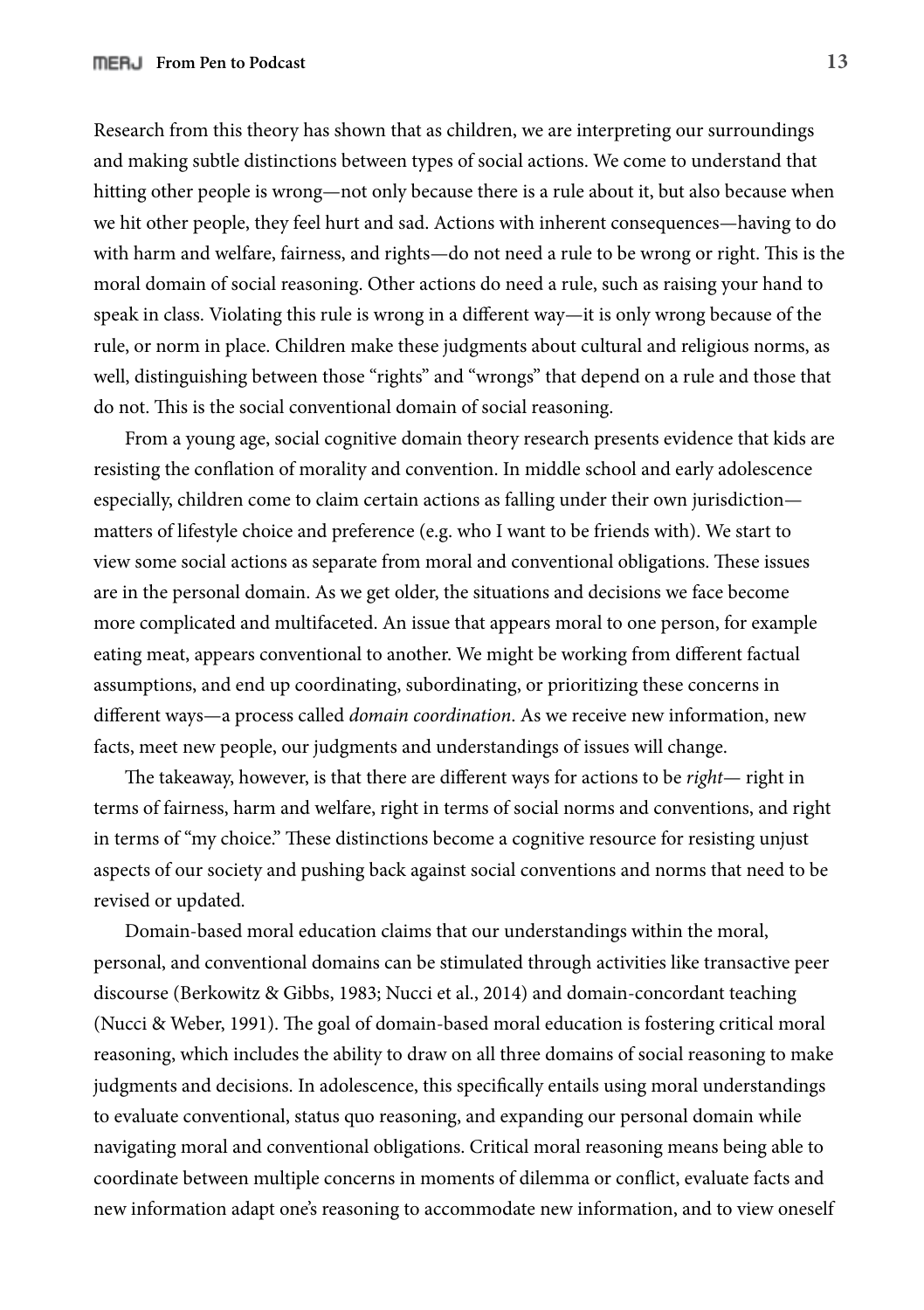Research from this theory has shown that as children, we are interpreting our surroundings and making subtle distinctions between types of social actions. We come to understand that hitting other people is wrong—not only because there is a rule about it, but also because when we hit other people, they feel hurt and sad. Actions with inherent consequences—having to do with harm and welfare, fairness, and rights—do not need a rule to be wrong or right. This is the moral domain of social reasoning. Other actions do need a rule, such as raising your hand to speak in class. Violating this rule is wrong in a different way—it is only wrong because of the rule, or norm in place. Children make these judgments about cultural and religious norms, as well, distinguishing between those "rights" and "wrongs" that depend on a rule and those that do not. This is the social conventional domain of social reasoning.

From a young age, social cognitive domain theory research presents evidence that kids are resisting the conflation of morality and convention. In middle school and early adolescence especially, children come to claim certain actions as falling under their own jurisdiction—matters of lifestyle choice and preference (e.g. who I want to be friends with). We start to view some social actions as separate from moral and conventional obligations. These issues are in the personal domain. As we get older, the situations and decisions we face become more complicated and multifaceted. An issue that appears moral to one person, for example eating meat, appears conventional to another. We might be working from different factual assumptions, and end up coordinating, subordinating, or prioritizing these concerns in different ways—a process called *domain coordination*. As we receive new information, new facts, meet new people, our judgments and understandings of issues will change.

The takeaway, however, is that there are different ways for actions to be *right*— right in terms of fairness, harm and welfare, right in terms of social norms and conventions, and right in terms of "my choice." These distinctions become a cognitive resource for resisting unjust aspects of our society and pushing back against social conventions and norms that need to be revised or updated.

Domain-based moral education claims that our understandings within the moral, personal, and conventional domains can be stimulated through activities like transactive peer discourse (Berkowitz & Gibbs, 1983; Nucci et al., 2014) and domain-concordant teaching (Nucci & Weber, 1991). The goal of domain-based moral education is fostering critical moral reasoning, which includes the ability to draw on all three domains of social reasoning to make judgments and decisions. In adolescence, this specifically entails using moral understandings to evaluate conventional, status quo reasoning, and expanding our personal domain while navigating moral and conventional obligations. Critical moral reasoning means being able to coordinate between multiple concerns in moments of dilemma or conflict, evaluate facts and new information adapt one's reasoning to accommodate new information, and to view oneself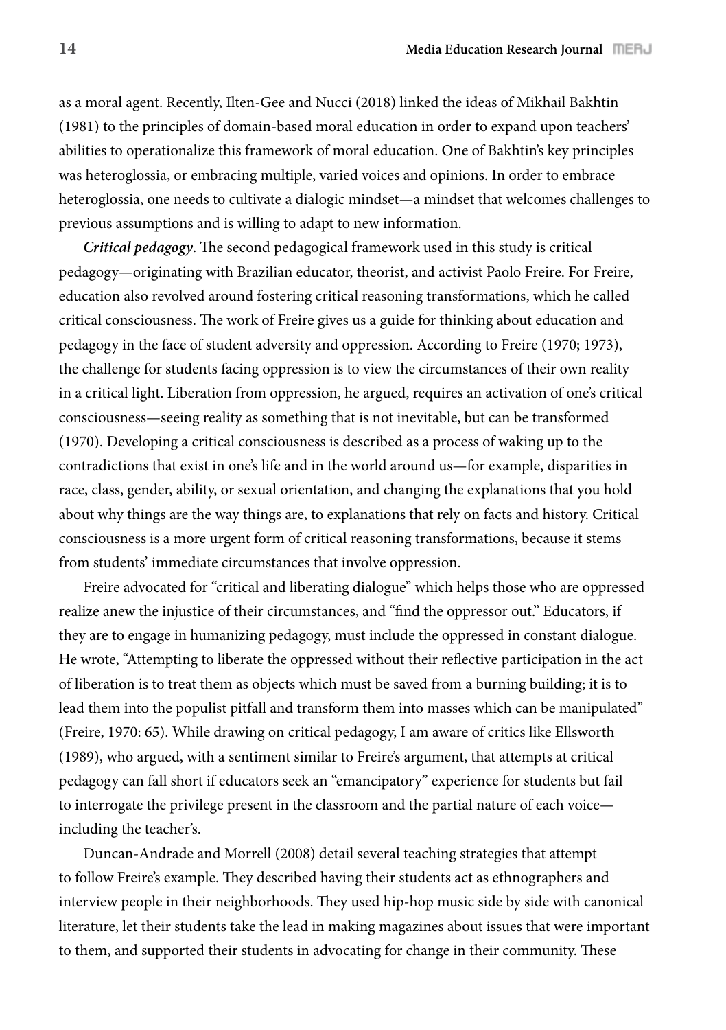as a moral agent. Recently, Ilten-Gee and Nucci (2018) linked the ideas of Mikhail Bakhtin (1981) to the principles of domain-based moral education in order to expand upon teachers' abilities to operationalize this framework of moral education. One of Bakhtin's key principles was heteroglossia, or embracing multiple, varied voices and opinions. In order to embrace heteroglossia, one needs to cultivate a dialogic mindset—a mindset that welcomes challenges to previous assumptions and is willing to adapt to new information.

***Critical pedagogy***. The second pedagogical framework used in this study is critical pedagogy—originating with Brazilian educator, theorist, and activist Paolo Freire. For Freire, education also revolved around fostering critical reasoning transformations, which he called critical consciousness. The work of Freire gives us a guide for thinking about education and pedagogy in the face of student adversity and oppression. According to Freire (1970; 1973), the challenge for students facing oppression is to view the circumstances of their own reality in a critical light. Liberation from oppression, he argued, requires an activation of one's critical consciousness—seeing reality as something that is not inevitable, but can be transformed (1970). Developing a critical consciousness is described as a process of waking up to the contradictions that exist in one's life and in the world around us—for example, disparities in race, class, gender, ability, or sexual orientation, and changing the explanations that you hold about why things are the way things are, to explanations that rely on facts and history. Critical consciousness is a more urgent form of critical reasoning transformations, because it stems from students' immediate circumstances that involve oppression.

Freire advocated for "critical and liberating dialogue" which helps those who are oppressed realize anew the injustice of their circumstances, and "find the oppressor out." Educators, if they are to engage in humanizing pedagogy, must include the oppressed in constant dialogue. He wrote, "Attempting to liberate the oppressed without their reflective participation in the act of liberation is to treat them as objects which must be saved from a burning building; it is to lead them into the populist pitfall and transform them into masses which can be manipulated" (Freire, 1970: 65). While drawing on critical pedagogy, I am aware of critics like Ellsworth (1989), who argued, with a sentiment similar to Freire's argument, that attempts at critical pedagogy can fall short if educators seek an "emancipatory" experience for students but fail to interrogate the privilege present in the classroom and the partial nature of each voice—including the teacher's.

Duncan-Andrade and Morrell (2008) detail several teaching strategies that attempt to follow Freire's example. They described having their students act as ethnographers and interview people in their neighborhoods. They used hip-hop music side by side with canonical literature, let their students take the lead in making magazines about issues that were important to them, and supported their students in advocating for change in their community. These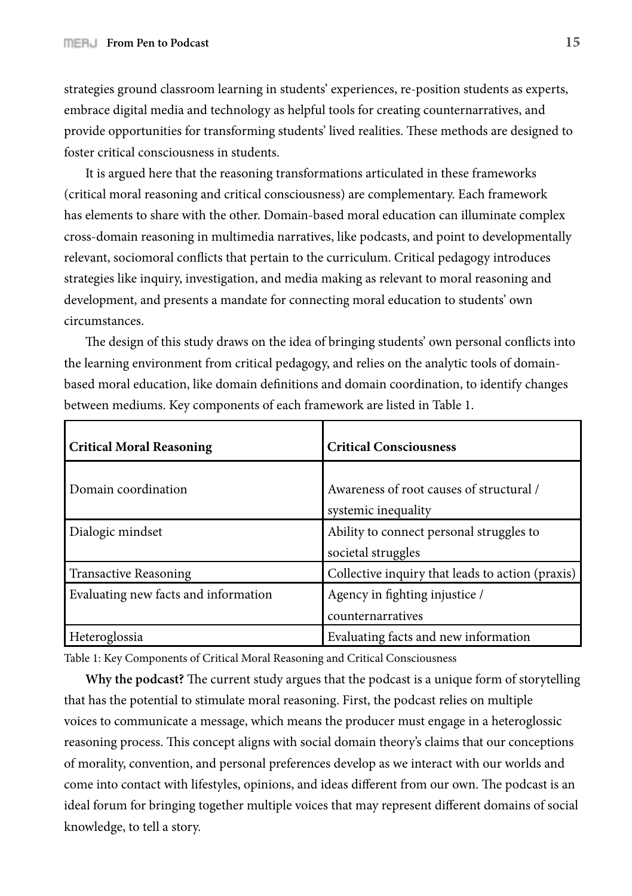strategies ground classroom learning in students' experiences, re-position students as experts, embrace digital media and technology as helpful tools for creating counternarratives, and provide opportunities for transforming students' lived realities. These methods are designed to foster critical consciousness in students.

It is argued here that the reasoning transformations articulated in these frameworks (critical moral reasoning and critical consciousness) are complementary. Each framework has elements to share with the other. Domain-based moral education can illuminate complex cross-domain reasoning in multimedia narratives, like podcasts, and point to developmentally relevant, sociomoral conflicts that pertain to the curriculum. Critical pedagogy introduces strategies like inquiry, investigation, and media making as relevant to moral reasoning and development, and presents a mandate for connecting moral education to students' own circumstances.

The design of this study draws on the idea of bringing students' own personal conflicts into the learning environment from critical pedagogy, and relies on the analytic tools of domain-based moral education, like domain definitions and domain coordination, to identify changes between mediums. Key components of each framework are listed in Table 1.

| **Critical Moral Reasoning** | **Critical Consciousness** |
|---|---|
| Domain coordination | Awareness of root causes of structural / systemic inequality |
| Dialogic mindset | Ability to connect personal struggles to societal struggles |
| Transactive Reasoning | Collective inquiry that leads to action (praxis) |
| Evaluating new facts and information | Agency in fighting injustice / counternarratives |
| Heteroglossia | Evaluating facts and new information |

Table 1: Key Components of Critical Moral Reasoning and Critical Consciousness

**Why the podcast?** The current study argues that the podcast is a unique form of storytelling that has the potential to stimulate moral reasoning. First, the podcast relies on multiple voices to communicate a message, which means the producer must engage in a heteroglossic reasoning process. This concept aligns with social domain theory's claims that our conceptions of morality, convention, and personal preferences develop as we interact with our worlds and come into contact with lifestyles, opinions, and ideas different from our own. The podcast is an ideal forum for bringing together multiple voices that may represent different domains of social knowledge, to tell a story.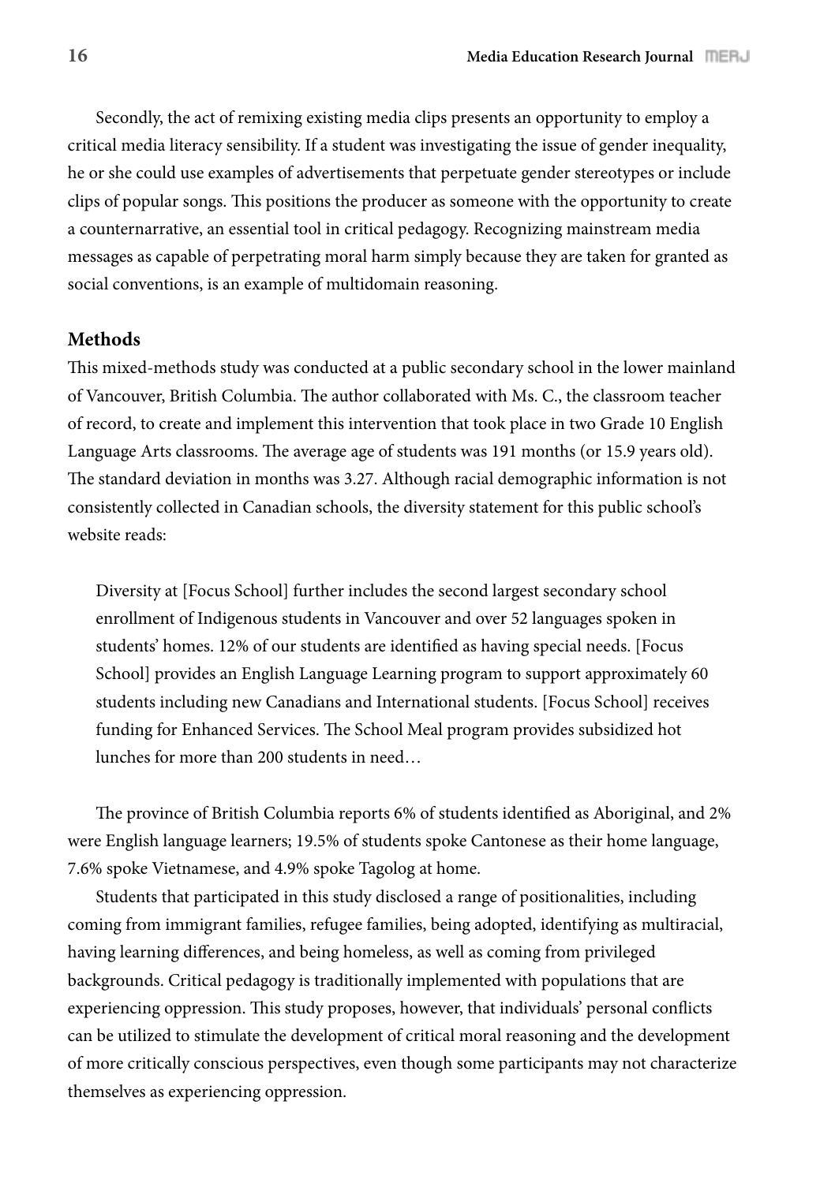Secondly, the act of remixing existing media clips presents an opportunity to employ a critical media literacy sensibility. If a student was investigating the issue of gender inequality, he or she could use examples of advertisements that perpetuate gender stereotypes or include clips of popular songs. This positions the producer as someone with the opportunity to create a counternarrative, an essential tool in critical pedagogy. Recognizing mainstream media messages as capable of perpetrating moral harm simply because they are taken for granted as social conventions, is an example of multidomain reasoning.

## Methods

This mixed-methods study was conducted at a public secondary school in the lower mainland of Vancouver, British Columbia. The author collaborated with Ms. C., the classroom teacher of record, to create and implement this intervention that took place in two Grade 10 English Language Arts classrooms. The average age of students was 191 months (or 15.9 years old). The standard deviation in months was 3.27. Although racial demographic information is not consistently collected in Canadian schools, the diversity statement for this public school's website reads:

> Diversity at [Focus School] further includes the second largest secondary school enrollment of Indigenous students in Vancouver and over 52 languages spoken in students' homes. 12% of our students are identified as having special needs. [Focus School] provides an English Language Learning program to support approximately 60 students including new Canadians and International students. [Focus School] receives funding for Enhanced Services. The School Meal program provides subsidized hot lunches for more than 200 students in need…

The province of British Columbia reports 6% of students identified as Aboriginal, and 2% were English language learners; 19.5% of students spoke Cantonese as their home language, 7.6% spoke Vietnamese, and 4.9% spoke Tagolog at home.

Students that participated in this study disclosed a range of positionalities, including coming from immigrant families, refugee families, being adopted, identifying as multiracial, having learning differences, and being homeless, as well as coming from privileged backgrounds. Critical pedagogy is traditionally implemented with populations that are experiencing oppression. This study proposes, however, that individuals' personal conflicts can be utilized to stimulate the development of critical moral reasoning and the development of more critically conscious perspectives, even though some participants may not characterize themselves as experiencing oppression.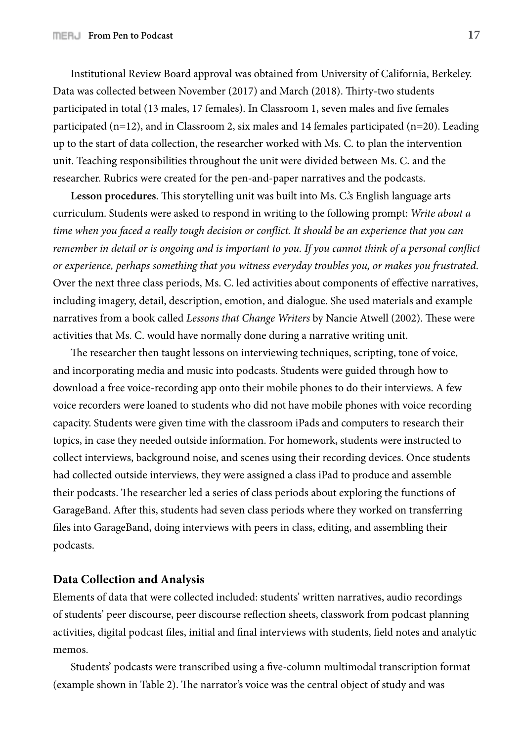Institutional Review Board approval was obtained from University of California, Berkeley. Data was collected between November (2017) and March (2018). Thirty-two students participated in total (13 males, 17 females). In Classroom 1, seven males and five females participated (n=12), and in Classroom 2, six males and 14 females participated (n=20). Leading up to the start of data collection, the researcher worked with Ms. C. to plan the intervention unit. Teaching responsibilities throughout the unit were divided between Ms. C. and the researcher. Rubrics were created for the pen-and-paper narratives and the podcasts.

**Lesson procedures**. This storytelling unit was built into Ms. C.'s English language arts curriculum. Students were asked to respond in writing to the following prompt: *Write about a time when you faced a really tough decision or conflict. It should be an experience that you can remember in detail or is ongoing and is important to you. If you cannot think of a personal conflict or experience, perhaps something that you witness everyday troubles you, or makes you frustrated.* Over the next three class periods, Ms. C. led activities about components of effective narratives, including imagery, detail, description, emotion, and dialogue. She used materials and example narratives from a book called *Lessons that Change Writers* by Nancie Atwell (2002). These were activities that Ms. C. would have normally done during a narrative writing unit.

The researcher then taught lessons on interviewing techniques, scripting, tone of voice, and incorporating media and music into podcasts. Students were guided through how to download a free voice-recording app onto their mobile phones to do their interviews. A few voice recorders were loaned to students who did not have mobile phones with voice recording capacity. Students were given time with the classroom iPads and computers to research their topics, in case they needed outside information. For homework, students were instructed to collect interviews, background noise, and scenes using their recording devices. Once students had collected outside interviews, they were assigned a class iPad to produce and assemble their podcasts. The researcher led a series of class periods about exploring the functions of GarageBand. After this, students had seven class periods where they worked on transferring files into GarageBand, doing interviews with peers in class, editing, and assembling their podcasts.

### Data Collection and Analysis

Elements of data that were collected included: students' written narratives, audio recordings of students' peer discourse, peer discourse reflection sheets, classwork from podcast planning activities, digital podcast files, initial and final interviews with students, field notes and analytic memos.

Students' podcasts were transcribed using a five-column multimodal transcription format (example shown in Table 2). The narrator's voice was the central object of study and was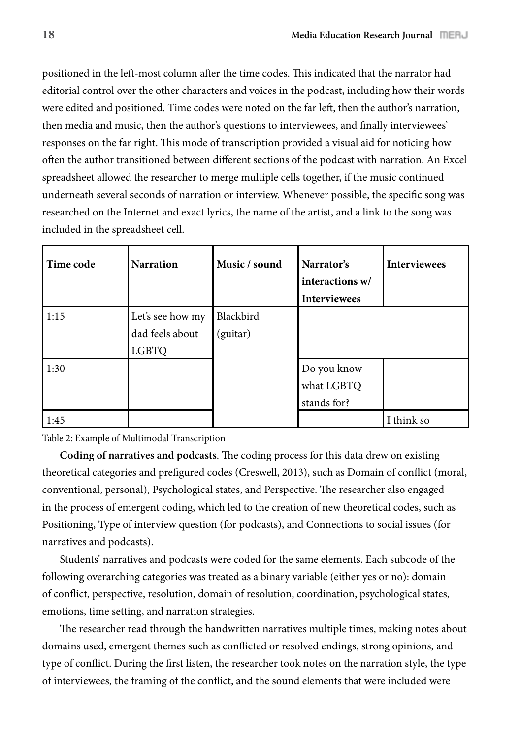positioned in the left-most column after the time codes. This indicated that the narrator had editorial control over the other characters and voices in the podcast, including how their words were edited and positioned. Time codes were noted on the far left, then the author's narration, then media and music, then the author's questions to interviewees, and finally interviewees' responses on the far right. This mode of transcription provided a visual aid for noticing how often the author transitioned between different sections of the podcast with narration. An Excel spreadsheet allowed the researcher to merge multiple cells together, if the music continued underneath several seconds of narration or interview. Whenever possible, the specific song was researched on the Internet and exact lyrics, the name of the artist, and a link to the song was included in the spreadsheet cell.

| Time code | Narration | Music / sound | Narrator's interactions w/ Interviewees | Interviewees |
|---|---|---|---|---|
| 1:15 | Let's see how my dad feels about LGBTQ | Blackbird (guitar) | | |
| 1:30 | | | Do you know what LGBTQ stands for? | |
| 1:45 | | | | I think so |

Table 2: Example of Multimodal Transcription

**Coding of narratives and podcasts**. The coding process for this data drew on existing theoretical categories and prefigured codes (Creswell, 2013), such as Domain of conflict (moral, conventional, personal), Psychological states, and Perspective. The researcher also engaged in the process of emergent coding, which led to the creation of new theoretical codes, such as Positioning, Type of interview question (for podcasts), and Connections to social issues (for narratives and podcasts).

Students' narratives and podcasts were coded for the same elements. Each subcode of the following overarching categories was treated as a binary variable (either yes or no): domain of conflict, perspective, resolution, domain of resolution, coordination, psychological states, emotions, time setting, and narration strategies.

The researcher read through the handwritten narratives multiple times, making notes about domains used, emergent themes such as conflicted or resolved endings, strong opinions, and type of conflict. During the first listen, the researcher took notes on the narration style, the type of interviewees, the framing of the conflict, and the sound elements that were included were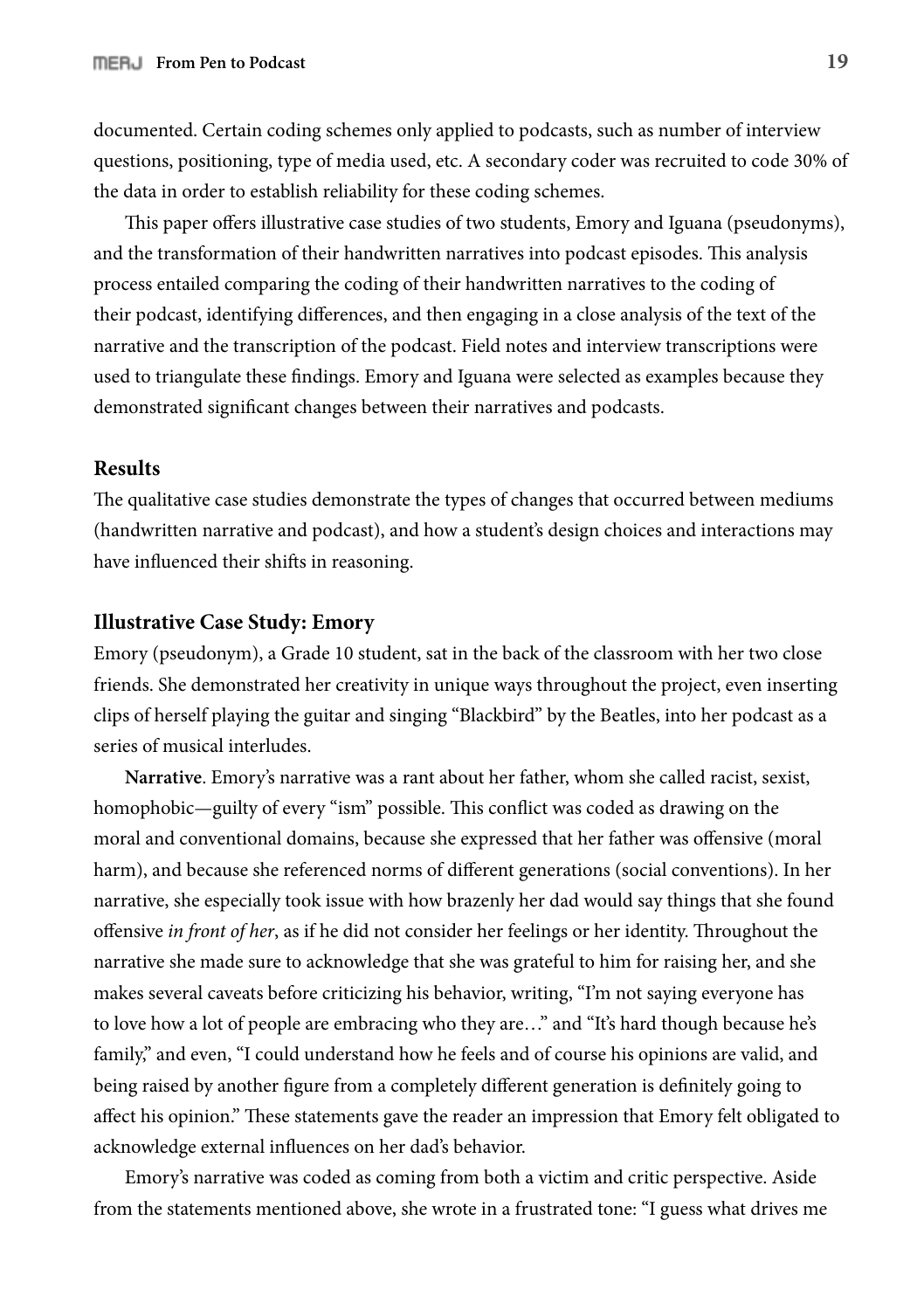documented. Certain coding schemes only applied to podcasts, such as number of interview questions, positioning, type of media used, etc. A secondary coder was recruited to code 30% of the data in order to establish reliability for these coding schemes.

This paper offers illustrative case studies of two students, Emory and Iguana (pseudonyms), and the transformation of their handwritten narratives into podcast episodes. This analysis process entailed comparing the coding of their handwritten narratives to the coding of their podcast, identifying differences, and then engaging in a close analysis of the text of the narrative and the transcription of the podcast. Field notes and interview transcriptions were used to triangulate these findings. Emory and Iguana were selected as examples because they demonstrated significant changes between their narratives and podcasts.

## Results

The qualitative case studies demonstrate the types of changes that occurred between mediums (handwritten narrative and podcast), and how a student's design choices and interactions may have influenced their shifts in reasoning.

### Illustrative Case Study: Emory

Emory (pseudonym), a Grade 10 student, sat in the back of the classroom with her two close friends. She demonstrated her creativity in unique ways throughout the project, even inserting clips of herself playing the guitar and singing "Blackbird" by the Beatles, into her podcast as a series of musical interludes.

**Narrative**. Emory's narrative was a rant about her father, whom she called racist, sexist, homophobic—guilty of every "ism" possible. This conflict was coded as drawing on the moral and conventional domains, because she expressed that her father was offensive (moral harm), and because she referenced norms of different generations (social conventions). In her narrative, she especially took issue with how brazenly her dad would say things that she found offensive *in front of her*, as if he did not consider her feelings or her identity. Throughout the narrative she made sure to acknowledge that she was grateful to him for raising her, and she makes several caveats before criticizing his behavior, writing, "I'm not saying everyone has to love how a lot of people are embracing who they are…" and "It's hard though because he's family," and even, "I could understand how he feels and of course his opinions are valid, and being raised by another figure from a completely different generation is definitely going to affect his opinion." These statements gave the reader an impression that Emory felt obligated to acknowledge external influences on her dad's behavior.

Emory's narrative was coded as coming from both a victim and critic perspective. Aside from the statements mentioned above, she wrote in a frustrated tone: "I guess what drives me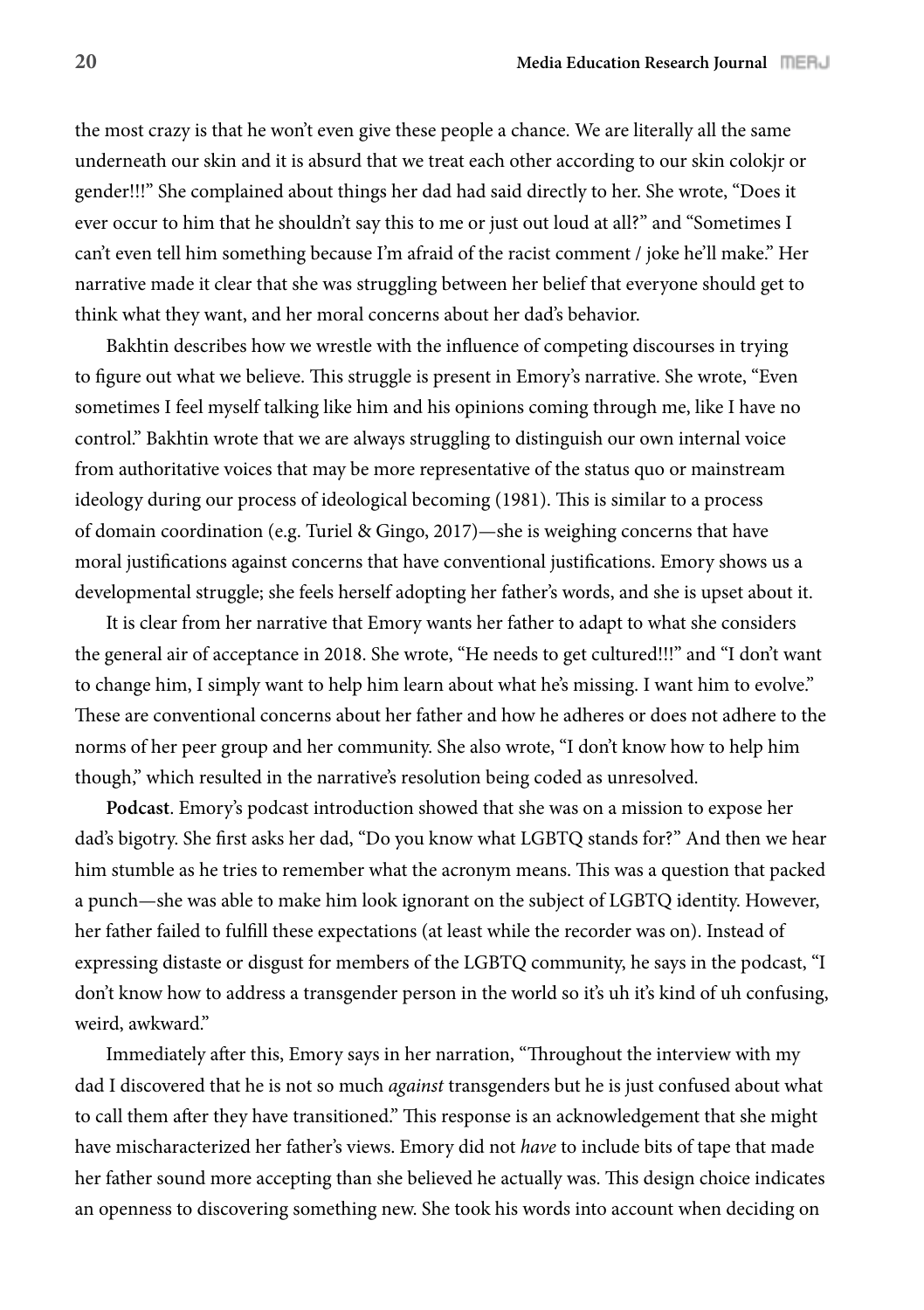the most crazy is that he won't even give these people a chance. We are literally all the same underneath our skin and it is absurd that we treat each other according to our skin colokjr or gender!!!" She complained about things her dad had said directly to her. She wrote, "Does it ever occur to him that he shouldn't say this to me or just out loud at all?" and "Sometimes I can't even tell him something because I'm afraid of the racist comment / joke he'll make." Her narrative made it clear that she was struggling between her belief that everyone should get to think what they want, and her moral concerns about her dad's behavior.

Bakhtin describes how we wrestle with the influence of competing discourses in trying to figure out what we believe. This struggle is present in Emory's narrative. She wrote, "Even sometimes I feel myself talking like him and his opinions coming through me, like I have no control." Bakhtin wrote that we are always struggling to distinguish our own internal voice from authoritative voices that may be more representative of the status quo or mainstream ideology during our process of ideological becoming (1981). This is similar to a process of domain coordination (e.g. Turiel & Gingo, 2017)—she is weighing concerns that have moral justifications against concerns that have conventional justifications. Emory shows us a developmental struggle; she feels herself adopting her father's words, and she is upset about it.

It is clear from her narrative that Emory wants her father to adapt to what she considers the general air of acceptance in 2018. She wrote, "He needs to get cultured!!!" and "I don't want to change him, I simply want to help him learn about what he's missing. I want him to evolve." These are conventional concerns about her father and how he adheres or does not adhere to the norms of her peer group and her community. She also wrote, "I don't know how to help him though," which resulted in the narrative's resolution being coded as unresolved.

**Podcast**. Emory's podcast introduction showed that she was on a mission to expose her dad's bigotry. She first asks her dad, "Do you know what LGBTQ stands for?" And then we hear him stumble as he tries to remember what the acronym means. This was a question that packed a punch—she was able to make him look ignorant on the subject of LGBTQ identity. However, her father failed to fulfill these expectations (at least while the recorder was on). Instead of expressing distaste or disgust for members of the LGBTQ community, he says in the podcast, "I don't know how to address a transgender person in the world so it's uh it's kind of uh confusing, weird, awkward."

Immediately after this, Emory says in her narration, "Throughout the interview with my dad I discovered that he is not so much *against* transgenders but he is just confused about what to call them after they have transitioned." This response is an acknowledgement that she might have mischaracterized her father's views. Emory did not *have* to include bits of tape that made her father sound more accepting than she believed he actually was. This design choice indicates an openness to discovering something new. She took his words into account when deciding on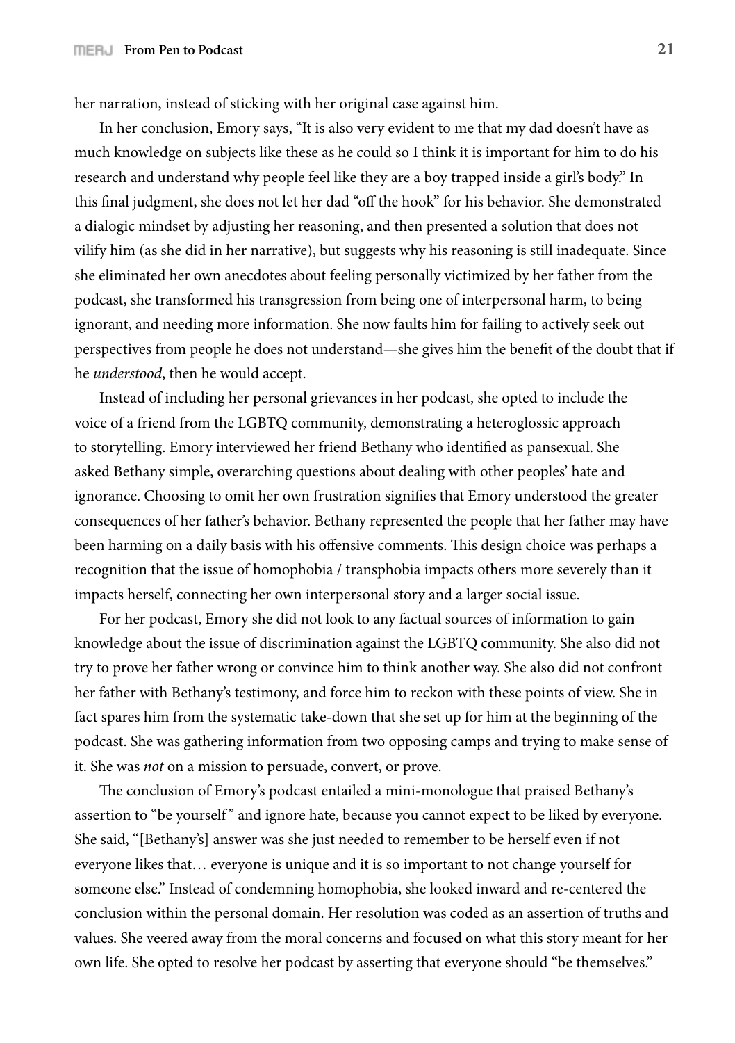her narration, instead of sticking with her original case against him.

In her conclusion, Emory says, "It is also very evident to me that my dad doesn't have as much knowledge on subjects like these as he could so I think it is important for him to do his research and understand why people feel like they are a boy trapped inside a girl's body." In this final judgment, she does not let her dad "off the hook" for his behavior. She demonstrated a dialogic mindset by adjusting her reasoning, and then presented a solution that does not vilify him (as she did in her narrative), but suggests why his reasoning is still inadequate. Since she eliminated her own anecdotes about feeling personally victimized by her father from the podcast, she transformed his transgression from being one of interpersonal harm, to being ignorant, and needing more information. She now faults him for failing to actively seek out perspectives from people he does not understand—she gives him the benefit of the doubt that if he *understood*, then he would accept.

Instead of including her personal grievances in her podcast, she opted to include the voice of a friend from the LGBTQ community, demonstrating a heteroglossic approach to storytelling. Emory interviewed her friend Bethany who identified as pansexual. She asked Bethany simple, overarching questions about dealing with other peoples' hate and ignorance. Choosing to omit her own frustration signifies that Emory understood the greater consequences of her father's behavior. Bethany represented the people that her father may have been harming on a daily basis with his offensive comments. This design choice was perhaps a recognition that the issue of homophobia / transphobia impacts others more severely than it impacts herself, connecting her own interpersonal story and a larger social issue.

For her podcast, Emory she did not look to any factual sources of information to gain knowledge about the issue of discrimination against the LGBTQ community. She also did not try to prove her father wrong or convince him to think another way. She also did not confront her father with Bethany's testimony, and force him to reckon with these points of view. She in fact spares him from the systematic take-down that she set up for him at the beginning of the podcast. She was gathering information from two opposing camps and trying to make sense of it. She was *not* on a mission to persuade, convert, or prove.

The conclusion of Emory's podcast entailed a mini-monologue that praised Bethany's assertion to "be yourself" and ignore hate, because you cannot expect to be liked by everyone. She said, "[Bethany's] answer was she just needed to remember to be herself even if not everyone likes that… everyone is unique and it is so important to not change yourself for someone else." Instead of condemning homophobia, she looked inward and re-centered the conclusion within the personal domain. Her resolution was coded as an assertion of truths and values. She veered away from the moral concerns and focused on what this story meant for her own life. She opted to resolve her podcast by asserting that everyone should "be themselves."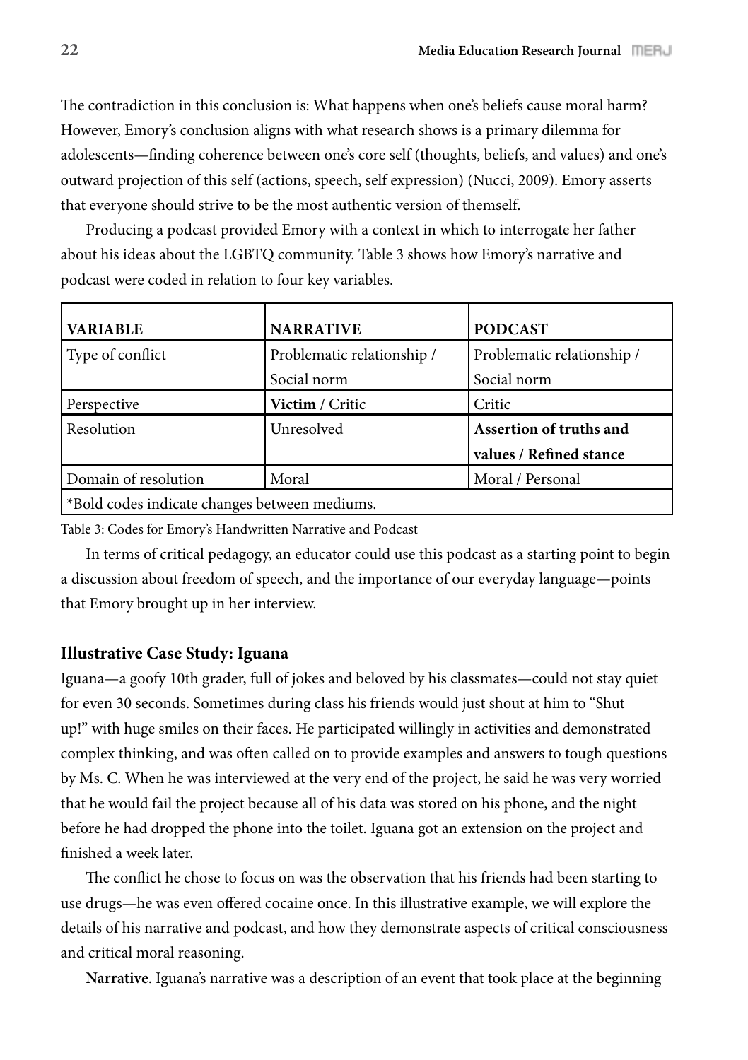The contradiction in this conclusion is: What happens when one's beliefs cause moral harm? However, Emory's conclusion aligns with what research shows is a primary dilemma for adolescents—finding coherence between one's core self (thoughts, beliefs, and values) and one's outward projection of this self (actions, speech, self expression) (Nucci, 2009). Emory asserts that everyone should strive to be the most authentic version of themself.

Producing a podcast provided Emory with a context in which to interrogate her father about his ideas about the LGBTQ community. Table 3 shows how Emory's narrative and podcast were coded in relation to four key variables.

| **VARIABLE** | **NARRATIVE** | **PODCAST** |
|---|---|---|
| Type of conflict | Problematic relationship / Social norm | Problematic relationship / Social norm |
| Perspective | **Victim** / Critic | Critic |
| Resolution | Unresolved | **Assertion of truths and values / Refined stance** |
| Domain of resolution | Moral | Moral / Personal |
| *Bold codes indicate changes between mediums. | | |

Table 3: Codes for Emory's Handwritten Narrative and Podcast

In terms of critical pedagogy, an educator could use this podcast as a starting point to begin a discussion about freedom of speech, and the importance of our everyday language—points that Emory brought up in her interview.

### Illustrative Case Study: Iguana

Iguana—a goofy 10th grader, full of jokes and beloved by his classmates—could not stay quiet for even 30 seconds. Sometimes during class his friends would just shout at him to "Shut up!" with huge smiles on their faces. He participated willingly in activities and demonstrated complex thinking, and was often called on to provide examples and answers to tough questions by Ms. C. When he was interviewed at the very end of the project, he said he was very worried that he would fail the project because all of his data was stored on his phone, and the night before he had dropped the phone into the toilet. Iguana got an extension on the project and finished a week later.

The conflict he chose to focus on was the observation that his friends had been starting to use drugs—he was even offered cocaine once. In this illustrative example, we will explore the details of his narrative and podcast, and how they demonstrate aspects of critical consciousness and critical moral reasoning.

**Narrative**. Iguana's narrative was a description of an event that took place at the beginning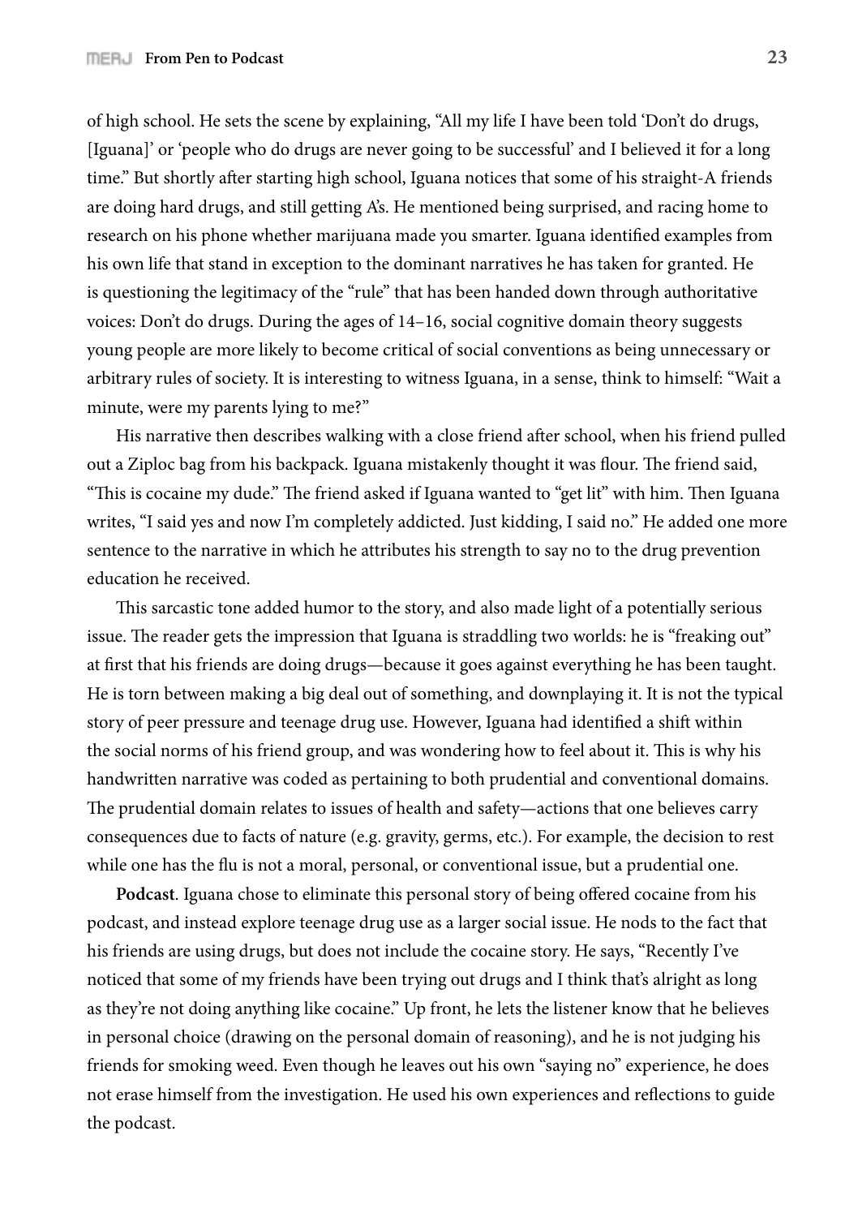of high school. He sets the scene by explaining, "All my life I have been told 'Don't do drugs, [Iguana]' or 'people who do drugs are never going to be successful' and I believed it for a long time." But shortly after starting high school, Iguana notices that some of his straight-A friends are doing hard drugs, and still getting A's. He mentioned being surprised, and racing home to research on his phone whether marijuana made you smarter. Iguana identified examples from his own life that stand in exception to the dominant narratives he has taken for granted. He is questioning the legitimacy of the "rule" that has been handed down through authoritative voices: Don't do drugs. During the ages of 14–16, social cognitive domain theory suggests young people are more likely to become critical of social conventions as being unnecessary or arbitrary rules of society. It is interesting to witness Iguana, in a sense, think to himself: "Wait a minute, were my parents lying to me?"

His narrative then describes walking with a close friend after school, when his friend pulled out a Ziploc bag from his backpack. Iguana mistakenly thought it was flour. The friend said, "This is cocaine my dude." The friend asked if Iguana wanted to "get lit" with him. Then Iguana writes, "I said yes and now I'm completely addicted. Just kidding, I said no." He added one more sentence to the narrative in which he attributes his strength to say no to the drug prevention education he received.

This sarcastic tone added humor to the story, and also made light of a potentially serious issue. The reader gets the impression that Iguana is straddling two worlds: he is "freaking out" at first that his friends are doing drugs—because it goes against everything he has been taught. He is torn between making a big deal out of something, and downplaying it. It is not the typical story of peer pressure and teenage drug use. However, Iguana had identified a shift within the social norms of his friend group, and was wondering how to feel about it. This is why his handwritten narrative was coded as pertaining to both prudential and conventional domains. The prudential domain relates to issues of health and safety—actions that one believes carry consequences due to facts of nature (e.g. gravity, germs, etc.). For example, the decision to rest while one has the flu is not a moral, personal, or conventional issue, but a prudential one.

**Podcast**. Iguana chose to eliminate this personal story of being offered cocaine from his podcast, and instead explore teenage drug use as a larger social issue. He nods to the fact that his friends are using drugs, but does not include the cocaine story. He says, "Recently I've noticed that some of my friends have been trying out drugs and I think that's alright as long as they're not doing anything like cocaine." Up front, he lets the listener know that he believes in personal choice (drawing on the personal domain of reasoning), and he is not judging his friends for smoking weed. Even though he leaves out his own "saying no" experience, he does not erase himself from the investigation. He used his own experiences and reflections to guide the podcast.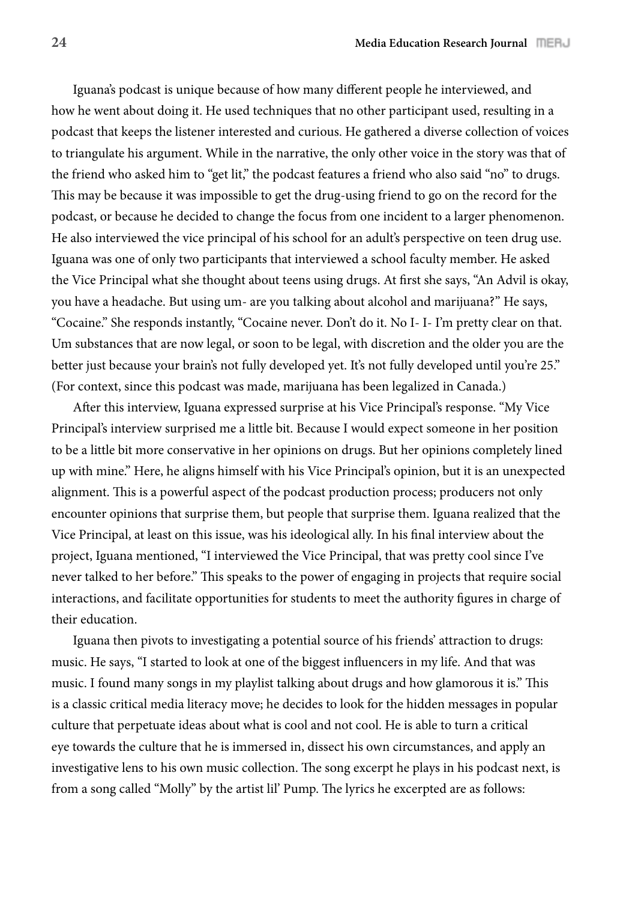Iguana's podcast is unique because of how many different people he interviewed, and how he went about doing it. He used techniques that no other participant used, resulting in a podcast that keeps the listener interested and curious. He gathered a diverse collection of voices to triangulate his argument. While in the narrative, the only other voice in the story was that of the friend who asked him to "get lit," the podcast features a friend who also said "no" to drugs. This may be because it was impossible to get the drug-using friend to go on the record for the podcast, or because he decided to change the focus from one incident to a larger phenomenon. He also interviewed the vice principal of his school for an adult's perspective on teen drug use. Iguana was one of only two participants that interviewed a school faculty member. He asked the Vice Principal what she thought about teens using drugs. At first she says, "An Advil is okay, you have a headache. But using um- are you talking about alcohol and marijuana?" He says, "Cocaine." She responds instantly, "Cocaine never. Don't do it. No I- I- I'm pretty clear on that. Um substances that are now legal, or soon to be legal, with discretion and the older you are the better just because your brain's not fully developed yet. It's not fully developed until you're 25." (For context, since this podcast was made, marijuana has been legalized in Canada.)

After this interview, Iguana expressed surprise at his Vice Principal's response. "My Vice Principal's interview surprised me a little bit. Because I would expect someone in her position to be a little bit more conservative in her opinions on drugs. But her opinions completely lined up with mine." Here, he aligns himself with his Vice Principal's opinion, but it is an unexpected alignment. This is a powerful aspect of the podcast production process; producers not only encounter opinions that surprise them, but people that surprise them. Iguana realized that the Vice Principal, at least on this issue, was his ideological ally. In his final interview about the project, Iguana mentioned, "I interviewed the Vice Principal, that was pretty cool since I've never talked to her before." This speaks to the power of engaging in projects that require social interactions, and facilitate opportunities for students to meet the authority figures in charge of their education.

Iguana then pivots to investigating a potential source of his friends' attraction to drugs: music. He says, "I started to look at one of the biggest influencers in my life. And that was music. I found many songs in my playlist talking about drugs and how glamorous it is." This is a classic critical media literacy move; he decides to look for the hidden messages in popular culture that perpetuate ideas about what is cool and not cool. He is able to turn a critical eye towards the culture that he is immersed in, dissect his own circumstances, and apply an investigative lens to his own music collection. The song excerpt he plays in his podcast next, is from a song called "Molly" by the artist lil' Pump. The lyrics he excerpted are as follows: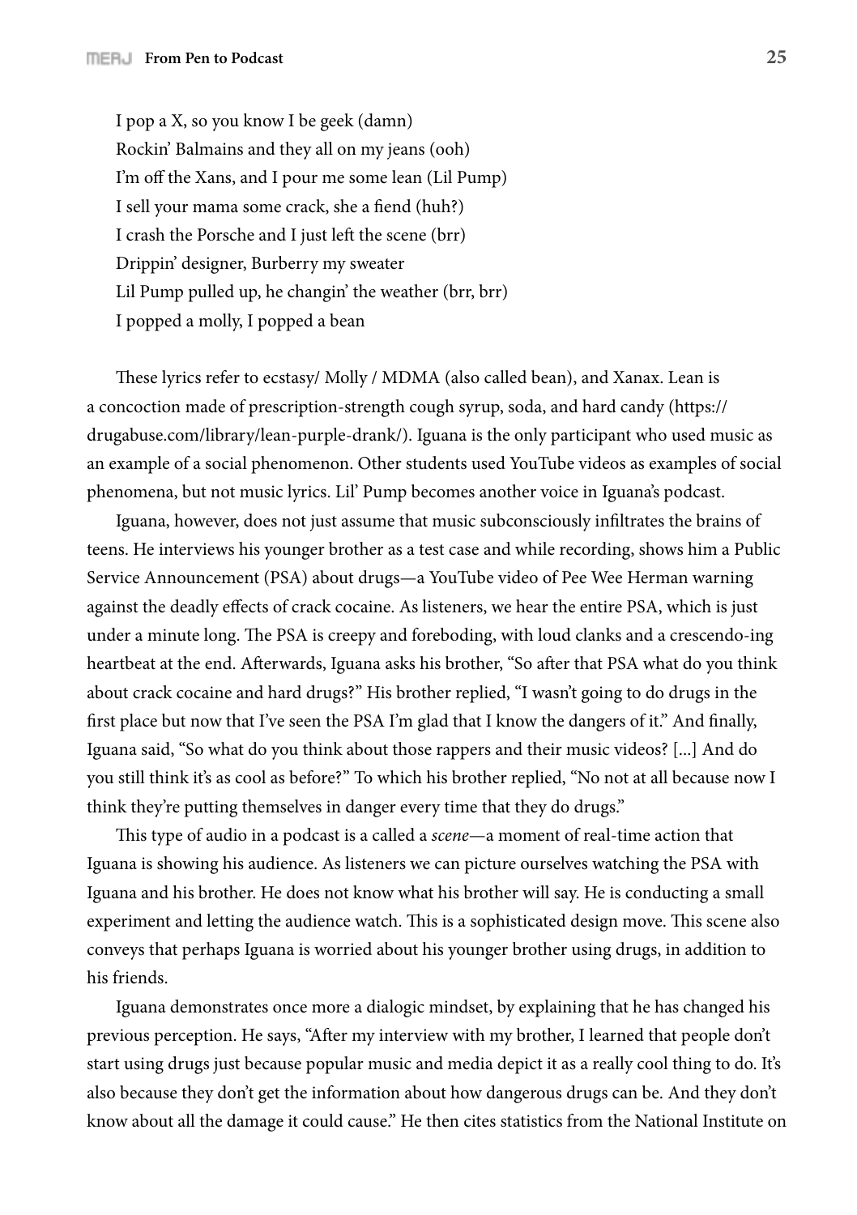I pop a X, so you know I be geek (damn)  
Rockin' Balmains and they all on my jeans (ooh)  
I'm off the Xans, and I pour me some lean (Lil Pump)  
I sell your mama some crack, she a fiend (huh?)  
I crash the Porsche and I just left the scene (brr)  
Drippin' designer, Burberry my sweater  
Lil Pump pulled up, he changin' the weather (brr, brr)  
I popped a molly, I popped a bean

These lyrics refer to ecstasy/ Molly / MDMA (also called bean), and Xanax. Lean is a concoction made of prescription-strength cough syrup, soda, and hard candy (https://drugabuse.com/library/lean-purple-drank/). Iguana is the only participant who used music as an example of a social phenomenon. Other students used YouTube videos as examples of social phenomena, but not music lyrics. Lil' Pump becomes another voice in Iguana's podcast.

Iguana, however, does not just assume that music subconsciously infiltrates the brains of teens. He interviews his younger brother as a test case and while recording, shows him a Public Service Announcement (PSA) about drugs—a YouTube video of Pee Wee Herman warning against the deadly effects of crack cocaine. As listeners, we hear the entire PSA, which is just under a minute long. The PSA is creepy and foreboding, with loud clanks and a crescendo-ing heartbeat at the end. Afterwards, Iguana asks his brother, "So after that PSA what do you think about crack cocaine and hard drugs?" His brother replied, "I wasn't going to do drugs in the first place but now that I've seen the PSA I'm glad that I know the dangers of it." And finally, Iguana said, "So what do you think about those rappers and their music videos? [...] And do you still think it's as cool as before?" To which his brother replied, "No not at all because now I think they're putting themselves in danger every time that they do drugs."

This type of audio in a podcast is a called a *scene*—a moment of real-time action that Iguana is showing his audience. As listeners we can picture ourselves watching the PSA with Iguana and his brother. He does not know what his brother will say. He is conducting a small experiment and letting the audience watch. This is a sophisticated design move. This scene also conveys that perhaps Iguana is worried about his younger brother using drugs, in addition to his friends.

Iguana demonstrates once more a dialogic mindset, by explaining that he has changed his previous perception. He says, "After my interview with my brother, I learned that people don't start using drugs just because popular music and media depict it as a really cool thing to do. It's also because they don't get the information about how dangerous drugs can be. And they don't know about all the damage it could cause." He then cites statistics from the National Institute on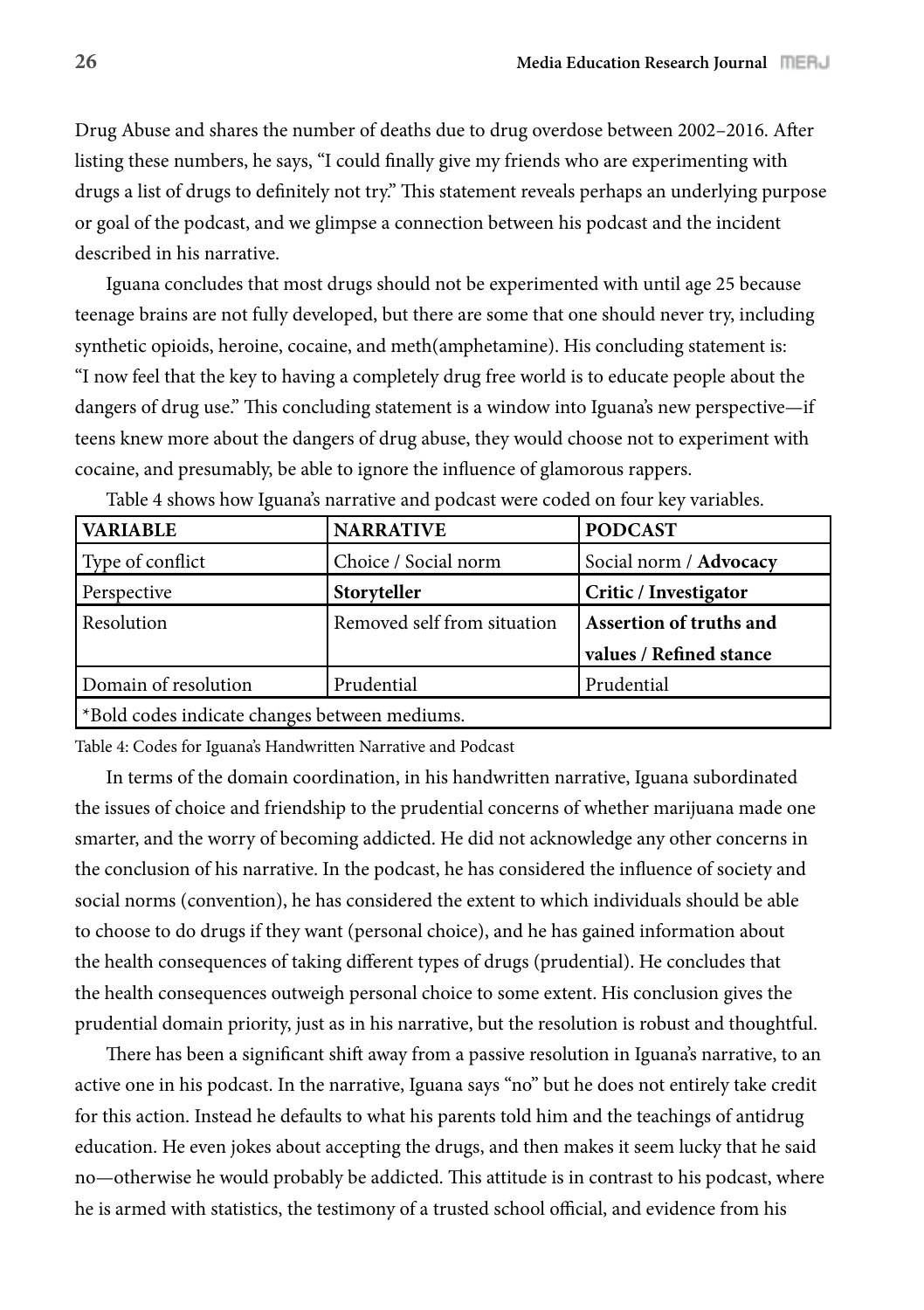Drug Abuse and shares the number of deaths due to drug overdose between 2002–2016. After listing these numbers, he says, "I could finally give my friends who are experimenting with drugs a list of drugs to definitely not try." This statement reveals perhaps an underlying purpose or goal of the podcast, and we glimpse a connection between his podcast and the incident described in his narrative.

Iguana concludes that most drugs should not be experimented with until age 25 because teenage brains are not fully developed, but there are some that one should never try, including synthetic opioids, heroine, cocaine, and meth(amphetamine). His concluding statement is: "I now feel that the key to having a completely drug free world is to educate people about the dangers of drug use." This concluding statement is a window into Iguana's new perspective—if teens knew more about the dangers of drug abuse, they would choose not to experiment with cocaine, and presumably, be able to ignore the influence of glamorous rappers.

Table 4 shows how Iguana's narrative and podcast were coded on four key variables.

| VARIABLE | NARRATIVE | PODCAST |
|---|---|---|
| Type of conflict | Choice / Social norm | Social norm / **Advocacy** |
| Perspective | **Storyteller** | **Critic / Investigator** |
| Resolution | Removed self from situation | **Assertion of truths and values / Refined stance** |
| Domain of resolution | Prudential | Prudential |
| *Bold codes indicate changes between mediums. | | |

Table 4: Codes for Iguana's Handwritten Narrative and Podcast

In terms of the domain coordination, in his handwritten narrative, Iguana subordinated the issues of choice and friendship to the prudential concerns of whether marijuana made one smarter, and the worry of becoming addicted. He did not acknowledge any other concerns in the conclusion of his narrative. In the podcast, he has considered the influence of society and social norms (convention), he has considered the extent to which individuals should be able to choose to do drugs if they want (personal choice), and he has gained information about the health consequences of taking different types of drugs (prudential). He concludes that the health consequences outweigh personal choice to some extent. His conclusion gives the prudential domain priority, just as in his narrative, but the resolution is robust and thoughtful.

There has been a significant shift away from a passive resolution in Iguana's narrative, to an active one in his podcast. In the narrative, Iguana says "no" but he does not entirely take credit for this action. Instead he defaults to what his parents told him and the teachings of antidrug education. He even jokes about accepting the drugs, and then makes it seem lucky that he said no—otherwise he would probably be addicted. This attitude is in contrast to his podcast, where he is armed with statistics, the testimony of a trusted school official, and evidence from his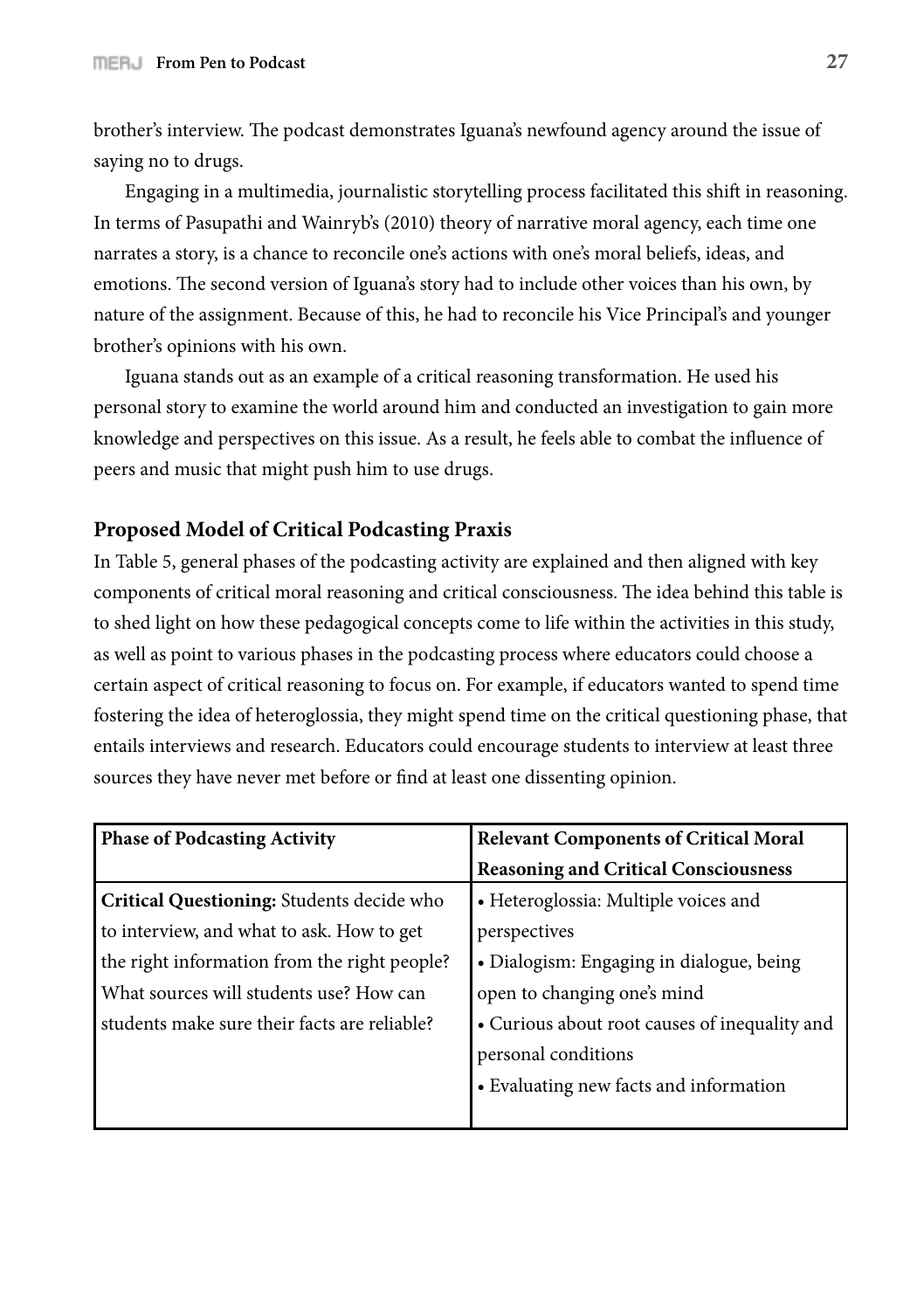brother's interview. The podcast demonstrates Iguana's newfound agency around the issue of saying no to drugs.

Engaging in a multimedia, journalistic storytelling process facilitated this shift in reasoning. In terms of Pasupathi and Wainryb's (2010) theory of narrative moral agency, each time one narrates a story, is a chance to reconcile one's actions with one's moral beliefs, ideas, and emotions. The second version of Iguana's story had to include other voices than his own, by nature of the assignment. Because of this, he had to reconcile his Vice Principal's and younger brother's opinions with his own.

Iguana stands out as an example of a critical reasoning transformation. He used his personal story to examine the world around him and conducted an investigation to gain more knowledge and perspectives on this issue. As a result, he feels able to combat the influence of peers and music that might push him to use drugs.

### Proposed Model of Critical Podcasting Praxis

In Table 5, general phases of the podcasting activity are explained and then aligned with key components of critical moral reasoning and critical consciousness. The idea behind this table is to shed light on how these pedagogical concepts come to life within the activities in this study, as well as point to various phases in the podcasting process where educators could choose a certain aspect of critical reasoning to focus on. For example, if educators wanted to spend time fostering the idea of heteroglossia, they might spend time on the critical questioning phase, that entails interviews and research. Educators could encourage students to interview at least three sources they have never met before or find at least one dissenting opinion.

| Phase of Podcasting Activity | Relevant Components of Critical Moral Reasoning and Critical Consciousness |
|---|---|
| **Critical Questioning:** Students decide who to interview, and what to ask. How to get the right information from the right people? What sources will students use? How can students make sure their facts are reliable? | • Heteroglossia: Multiple voices and perspectives<br>• Dialogism: Engaging in dialogue, being open to changing one's mind<br>• Curious about root causes of inequality and personal conditions<br>• Evaluating new facts and information |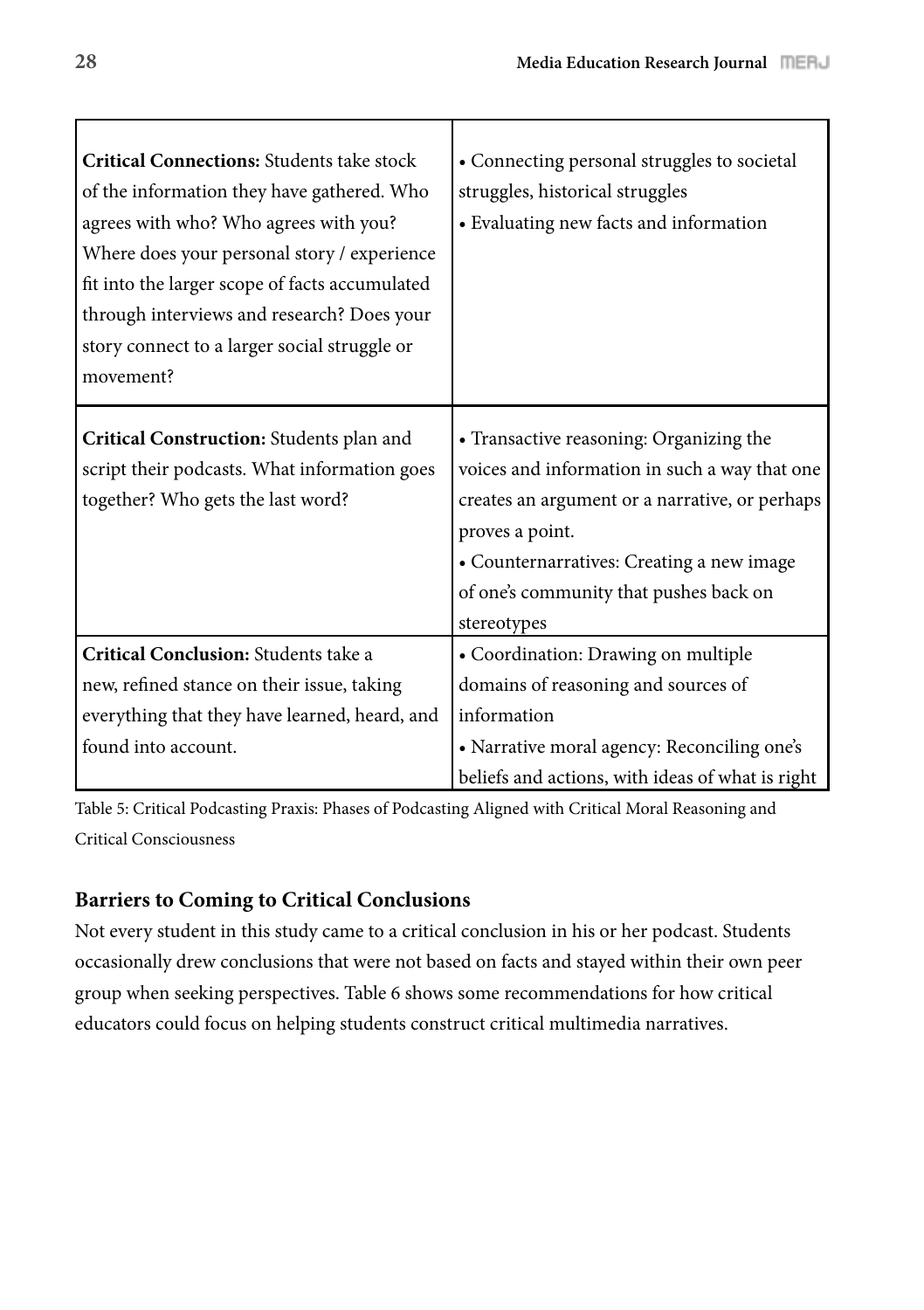| | |
|---|---|
| **Critical Connections:** Students take stock of the information they have gathered. Who agrees with who? Who agrees with you? Where does your personal story / experience fit into the larger scope of facts accumulated through interviews and research? Does your story connect to a larger social struggle or movement? | • Connecting personal struggles to societal struggles, historical struggles<br>• Evaluating new facts and information |
| **Critical Construction:** Students plan and script their podcasts. What information goes together? Who gets the last word? | • Transactive reasoning: Organizing the voices and information in such a way that one creates an argument or a narrative, or perhaps proves a point.<br>• Counternarratives: Creating a new image of one's community that pushes back on stereotypes |
| **Critical Conclusion:** Students take a new, refined stance on their issue, taking everything that they have learned, heard, and found into account. | • Coordination: Drawing on multiple domains of reasoning and sources of information<br>• Narrative moral agency: Reconciling one's beliefs and actions, with ideas of what is right |

Table 5: Critical Podcasting Praxis: Phases of Podcasting Aligned with Critical Moral Reasoning and Critical Consciousness

### Barriers to Coming to Critical Conclusions

Not every student in this study came to a critical conclusion in his or her podcast. Students occasionally drew conclusions that were not based on facts and stayed within their own peer group when seeking perspectives. Table 6 shows some recommendations for how critical educators could focus on helping students construct critical multimedia narratives.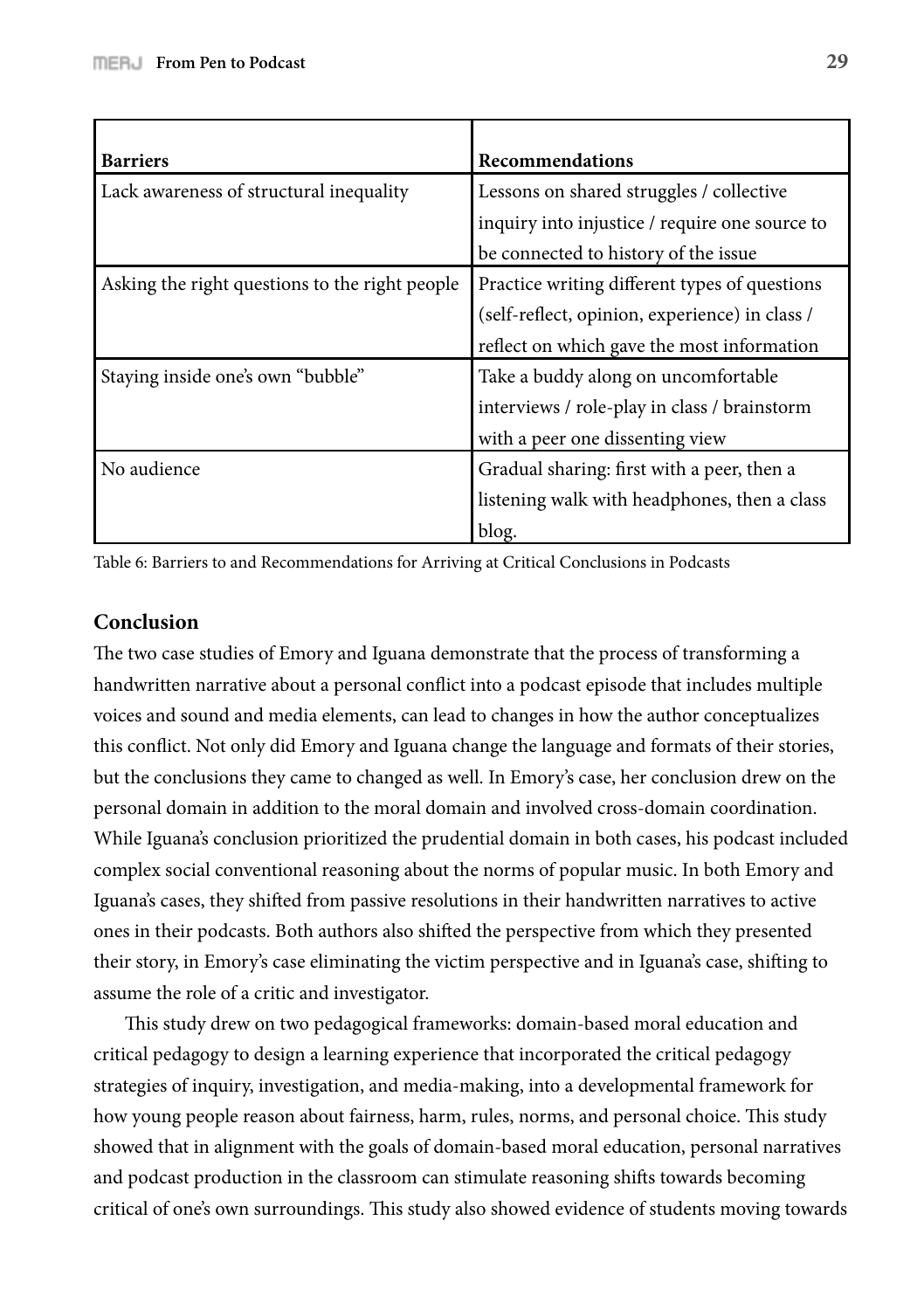| Barriers | Recommendations |
|---|---|
| Lack awareness of structural inequality | Lessons on shared struggles / collective inquiry into injustice / require one source to be connected to history of the issue |
| Asking the right questions to the right people | Practice writing different types of questions (self-reflect, opinion, experience) in class / reflect on which gave the most information |
| Staying inside one's own "bubble" | Take a buddy along on uncomfortable interviews / role-play in class / brainstorm with a peer one dissenting view |
| No audience | Gradual sharing: first with a peer, then a listening walk with headphones, then a class blog. |

Table 6: Barriers to and Recommendations for Arriving at Critical Conclusions in Podcasts

## Conclusion

The two case studies of Emory and Iguana demonstrate that the process of transforming a handwritten narrative about a personal conflict into a podcast episode that includes multiple voices and sound and media elements, can lead to changes in how the author conceptualizes this conflict. Not only did Emory and Iguana change the language and formats of their stories, but the conclusions they came to changed as well. In Emory's case, her conclusion drew on the personal domain in addition to the moral domain and involved cross-domain coordination. While Iguana's conclusion prioritized the prudential domain in both cases, his podcast included complex social conventional reasoning about the norms of popular music. In both Emory and Iguana's cases, they shifted from passive resolutions in their handwritten narratives to active ones in their podcasts. Both authors also shifted the perspective from which they presented their story, in Emory's case eliminating the victim perspective and in Iguana's case, shifting to assume the role of a critic and investigator.

This study drew on two pedagogical frameworks: domain-based moral education and critical pedagogy to design a learning experience that incorporated the critical pedagogy strategies of inquiry, investigation, and media-making, into a developmental framework for how young people reason about fairness, harm, rules, norms, and personal choice. This study showed that in alignment with the goals of domain-based moral education, personal narratives and podcast production in the classroom can stimulate reasoning shifts towards becoming critical of one's own surroundings. This study also showed evidence of students moving towards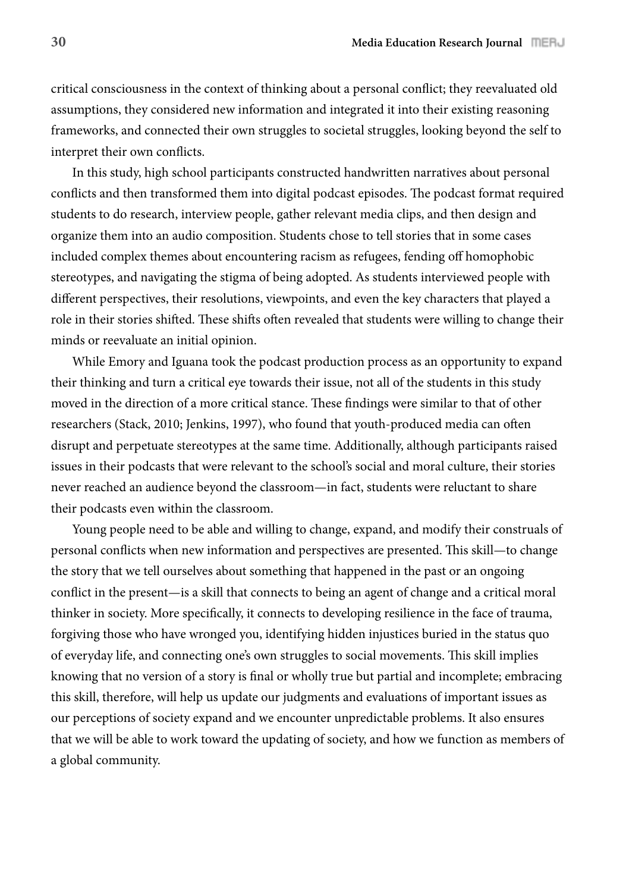critical consciousness in the context of thinking about a personal conflict; they reevaluated old assumptions, they considered new information and integrated it into their existing reasoning frameworks, and connected their own struggles to societal struggles, looking beyond the self to interpret their own conflicts.

In this study, high school participants constructed handwritten narratives about personal conflicts and then transformed them into digital podcast episodes. The podcast format required students to do research, interview people, gather relevant media clips, and then design and organize them into an audio composition. Students chose to tell stories that in some cases included complex themes about encountering racism as refugees, fending off homophobic stereotypes, and navigating the stigma of being adopted. As students interviewed people with different perspectives, their resolutions, viewpoints, and even the key characters that played a role in their stories shifted. These shifts often revealed that students were willing to change their minds or reevaluate an initial opinion.

While Emory and Iguana took the podcast production process as an opportunity to expand their thinking and turn a critical eye towards their issue, not all of the students in this study moved in the direction of a more critical stance. These findings were similar to that of other researchers (Stack, 2010; Jenkins, 1997), who found that youth-produced media can often disrupt and perpetuate stereotypes at the same time. Additionally, although participants raised issues in their podcasts that were relevant to the school's social and moral culture, their stories never reached an audience beyond the classroom—in fact, students were reluctant to share their podcasts even within the classroom.

Young people need to be able and willing to change, expand, and modify their construals of personal conflicts when new information and perspectives are presented. This skill—to change the story that we tell ourselves about something that happened in the past or an ongoing conflict in the present—is a skill that connects to being an agent of change and a critical moral thinker in society. More specifically, it connects to developing resilience in the face of trauma, forgiving those who have wronged you, identifying hidden injustices buried in the status quo of everyday life, and connecting one's own struggles to social movements. This skill implies knowing that no version of a story is final or wholly true but partial and incomplete; embracing this skill, therefore, will help us update our judgments and evaluations of important issues as our perceptions of society expand and we encounter unpredictable problems. It also ensures that we will be able to work toward the updating of society, and how we function as members of a global community.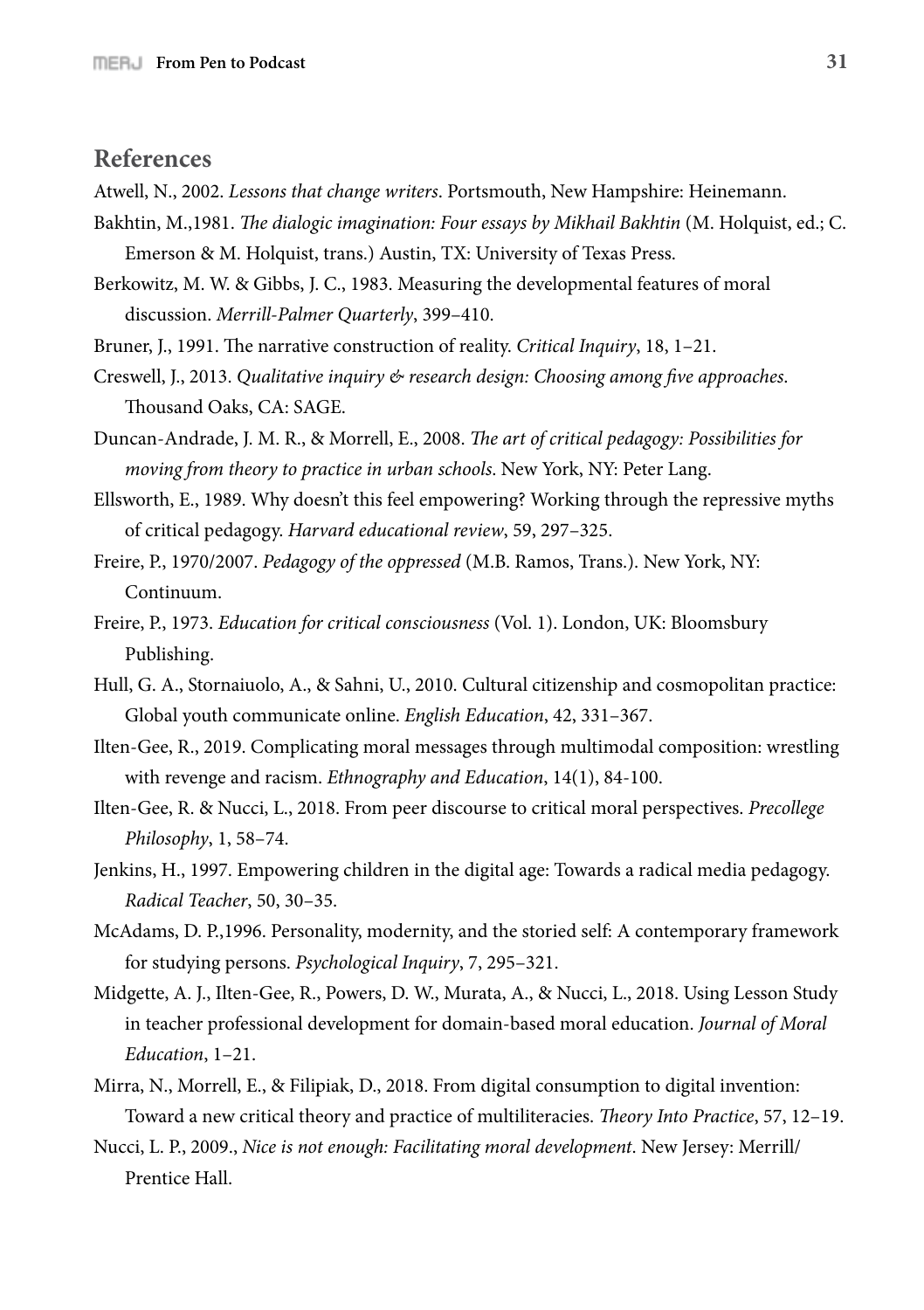## References

Atwell, N., 2002. *Lessons that change writers*. Portsmouth, New Hampshire: Heinemann.

Bakhtin, M.,1981. *The dialogic imagination: Four essays by Mikhail Bakhtin* (M. Holquist, ed.; C. Emerson & M. Holquist, trans.) Austin, TX: University of Texas Press.

Berkowitz, M. W. & Gibbs, J. C., 1983. Measuring the developmental features of moral discussion. *Merrill-Palmer Quarterly*, 399–410.

Bruner, J., 1991. The narrative construction of reality. *Critical Inquiry*, 18, 1–21.

Creswell, J., 2013. *Qualitative inquiry & research design: Choosing among five approaches*. Thousand Oaks, CA: SAGE.

Duncan-Andrade, J. M. R., & Morrell, E., 2008. *The art of critical pedagogy: Possibilities for moving from theory to practice in urban schools*. New York, NY: Peter Lang.

Ellsworth, E., 1989. Why doesn't this feel empowering? Working through the repressive myths of critical pedagogy. *Harvard educational review*, 59, 297–325.

Freire, P., 1970/2007. *Pedagogy of the oppressed* (M.B. Ramos, Trans.). New York, NY: Continuum.

Freire, P., 1973. *Education for critical consciousness* (Vol. 1). London, UK: Bloomsbury Publishing.

Hull, G. A., Stornaiuolo, A., & Sahni, U., 2010. Cultural citizenship and cosmopolitan practice: Global youth communicate online. *English Education*, 42, 331–367.

Ilten-Gee, R., 2019. Complicating moral messages through multimodal composition: wrestling with revenge and racism. *Ethnography and Education*, 14(1), 84-100.

Ilten-Gee, R. & Nucci, L., 2018. From peer discourse to critical moral perspectives. *Precollege Philosophy*, 1, 58–74.

Jenkins, H., 1997. Empowering children in the digital age: Towards a radical media pedagogy. *Radical Teacher*, 50, 30–35.

McAdams, D. P.,1996. Personality, modernity, and the storied self: A contemporary framework for studying persons. *Psychological Inquiry*, 7, 295–321.

Midgette, A. J., Ilten-Gee, R., Powers, D. W., Murata, A., & Nucci, L., 2018. Using Lesson Study in teacher professional development for domain-based moral education. *Journal of Moral Education*, 1–21.

Mirra, N., Morrell, E., & Filipiak, D., 2018. From digital consumption to digital invention: Toward a new critical theory and practice of multiliteracies. *Theory Into Practice*, 57, 12–19.

Nucci, L. P., 2009., *Nice is not enough: Facilitating moral development*. New Jersey: Merrill/Prentice Hall.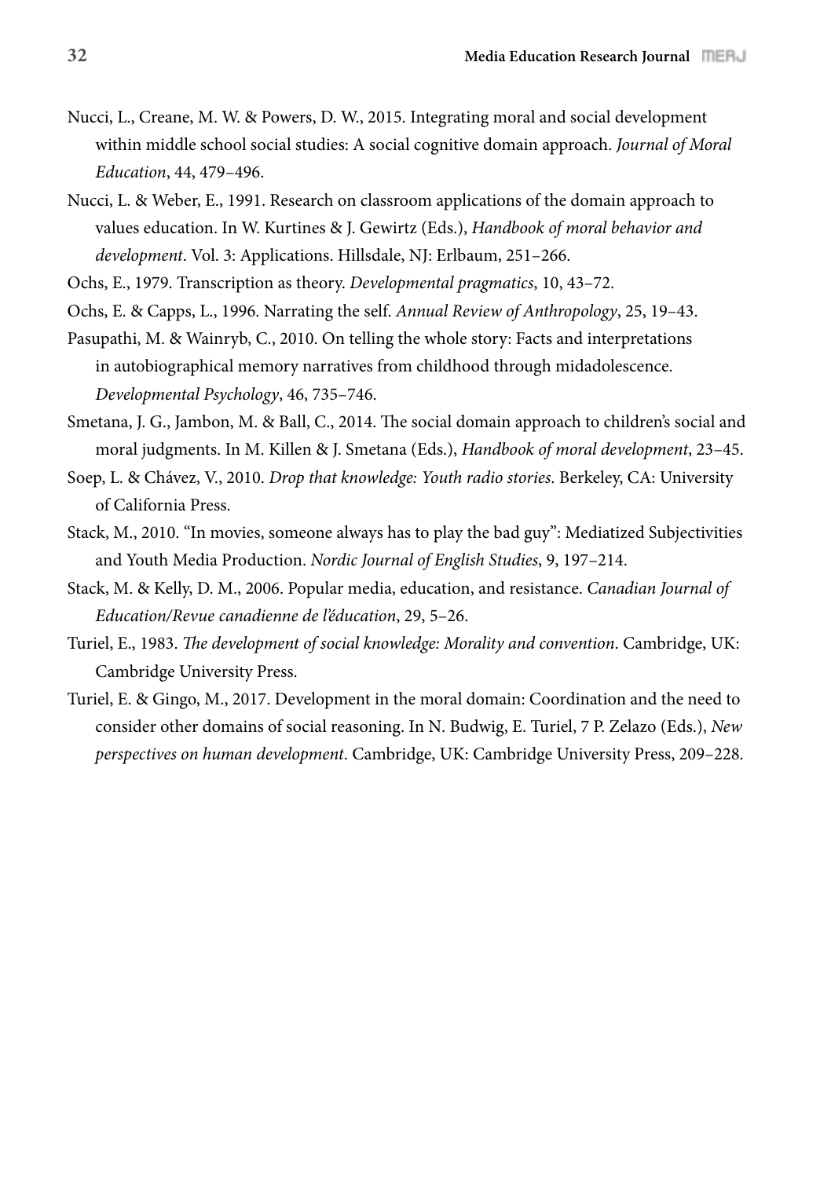Nucci, L., Creane, M. W. & Powers, D. W., 2015. Integrating moral and social development within middle school social studies: A social cognitive domain approach. *Journal of Moral Education*, 44, 479–496.

Nucci, L. & Weber, E., 1991. Research on classroom applications of the domain approach to values education. In W. Kurtines & J. Gewirtz (Eds.), *Handbook of moral behavior and development*. Vol. 3: Applications. Hillsdale, NJ: Erlbaum, 251–266.

Ochs, E., 1979. Transcription as theory. *Developmental pragmatics*, 10, 43–72.

Ochs, E. & Capps, L., 1996. Narrating the self. *Annual Review of Anthropology*, 25, 19–43.

Pasupathi, M. & Wainryb, C., 2010. On telling the whole story: Facts and interpretations in autobiographical memory narratives from childhood through midadolescence. *Developmental Psychology*, 46, 735–746.

Smetana, J. G., Jambon, M. & Ball, C., 2014. The social domain approach to children's social and moral judgments. In M. Killen & J. Smetana (Eds.), *Handbook of moral development*, 23–45.

Soep, L. & Chávez, V., 2010. *Drop that knowledge: Youth radio stories*. Berkeley, CA: University of California Press.

Stack, M., 2010. "In movies, someone always has to play the bad guy": Mediatized Subjectivities and Youth Media Production. *Nordic Journal of English Studies*, 9, 197–214.

Stack, M. & Kelly, D. M., 2006. Popular media, education, and resistance. *Canadian Journal of Education/Revue canadienne de l'éducation*, 29, 5–26.

Turiel, E., 1983. *The development of social knowledge: Morality and convention*. Cambridge, UK: Cambridge University Press.

Turiel, E. & Gingo, M., 2017. Development in the moral domain: Coordination and the need to consider other domains of social reasoning. In N. Budwig, E. Turiel, 7 P. Zelazo (Eds.), *New perspectives on human development*. Cambridge, UK: Cambridge University Press, 209–228.